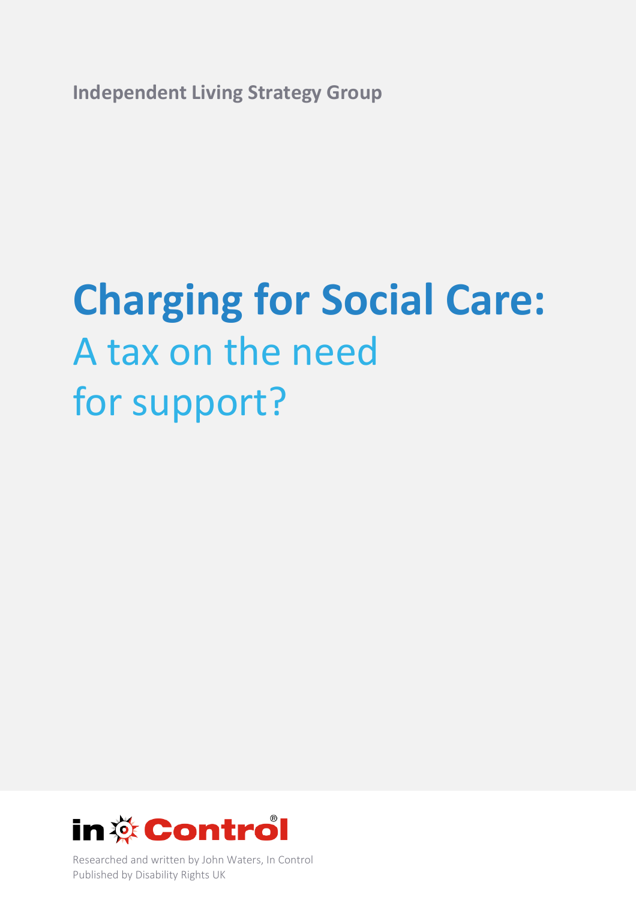Independent Living Strategy Group

# Charging for Social Care:
## A tax on the need for support?

in Control

Researched and written by John Waters, In Control
Published by Disability Rights UK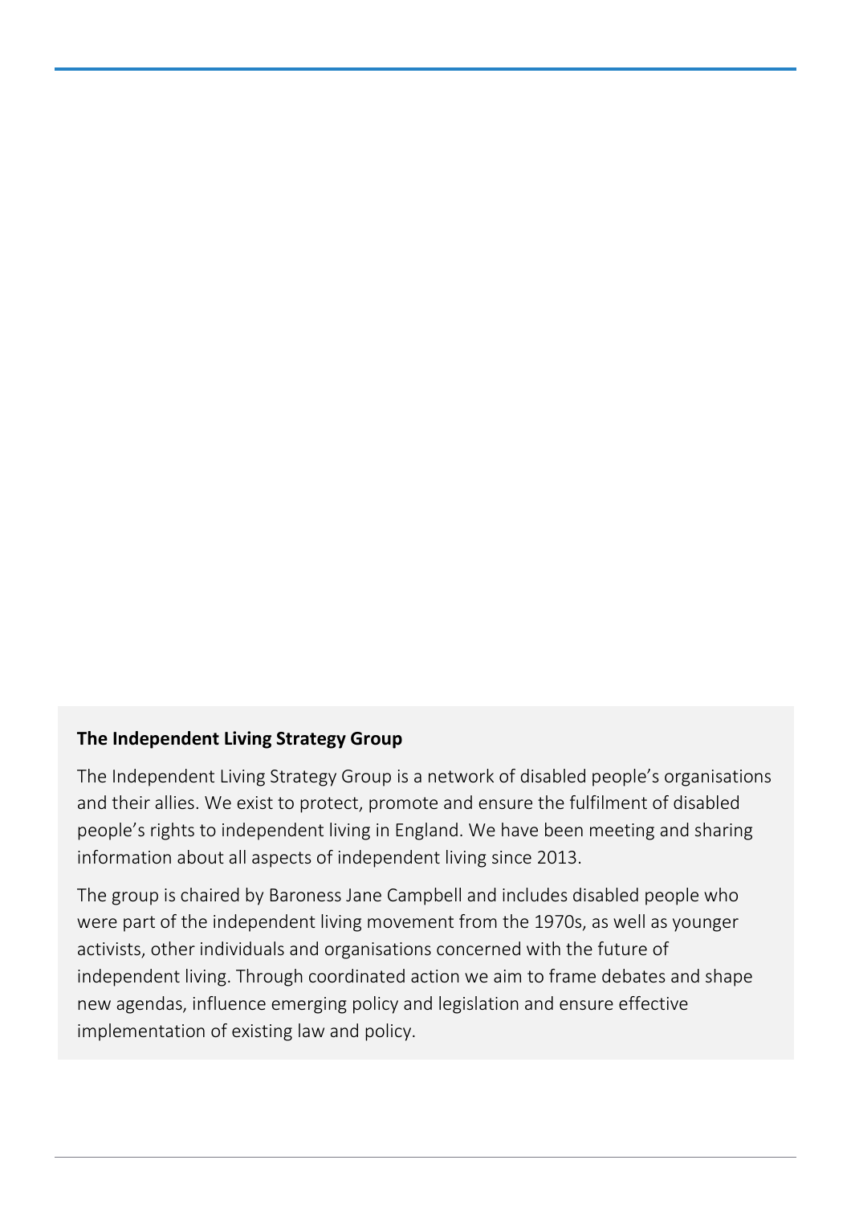**The Independent Living Strategy Group**

The Independent Living Strategy Group is a network of disabled people's organisations and their allies. We exist to protect, promote and ensure the fulfilment of disabled people's rights to independent living in England. We have been meeting and sharing information about all aspects of independent living since 2013.

The group is chaired by Baroness Jane Campbell and includes disabled people who were part of the independent living movement from the 1970s, as well as younger activists, other individuals and organisations concerned with the future of independent living. Through coordinated action we aim to frame debates and shape new agendas, influence emerging policy and legislation and ensure effective implementation of existing law and policy.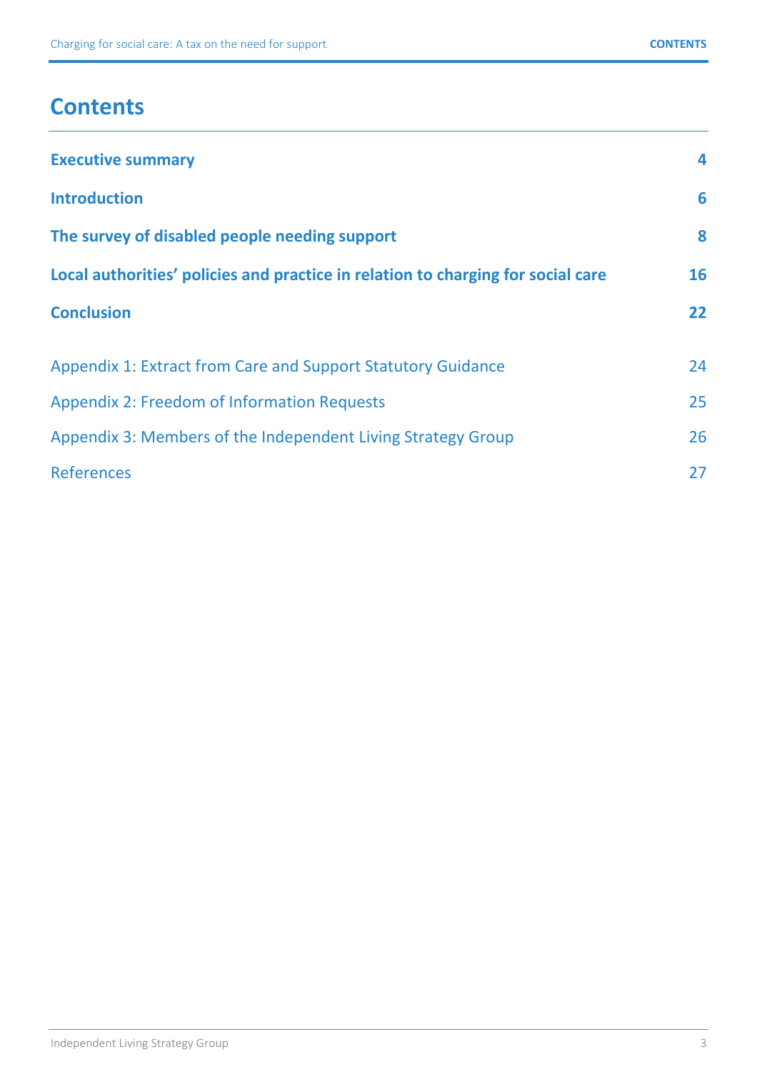# Contents

| | |
|---|---|
| **Executive summary** | **4** |
| **Introduction** | **6** |
| **The survey of disabled people needing support** | **8** |
| **Local authorities' policies and practice in relation to charging for social care** | **16** |
| **Conclusion** | **22** |
| Appendix 1: Extract from Care and Support Statutory Guidance | 24 |
| Appendix 2: Freedom of Information Requests | 25 |
| Appendix 3: Members of the Independent Living Strategy Group | 26 |
| References | 27 |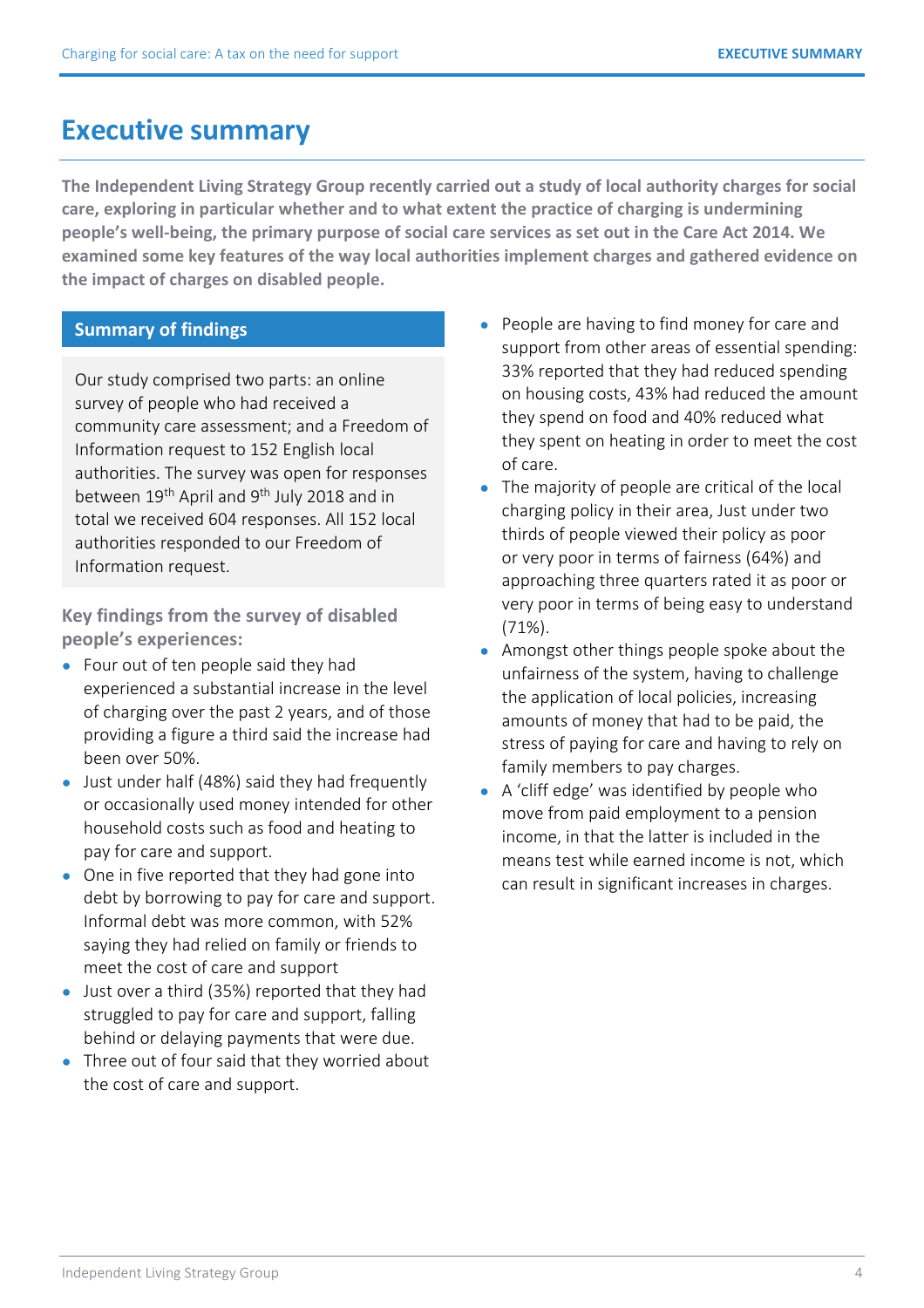# Executive summary

**The Independent Living Strategy Group recently carried out a study of local authority charges for social care, exploring in particular whether and to what extent the practice of charging is undermining people's well-being, the primary purpose of social care services as set out in the Care Act 2014. We examined some key features of the way local authorities implement charges and gathered evidence on the impact of charges on disabled people.**

## Summary of findings

Our study comprised two parts: an online survey of people who had received a community care assessment; and a Freedom of Information request to 152 English local authorities. The survey was open for responses between 19th April and 9th July 2018 and in total we received 604 responses. All 152 local authorities responded to our Freedom of Information request.

### Key findings from the survey of disabled people's experiences:

- Four out of ten people said they had experienced a substantial increase in the level of charging over the past 2 years, and of those providing a figure a third said the increase had been over 50%.
- Just under half (48%) said they had frequently or occasionally used money intended for other household costs such as food and heating to pay for care and support.
- One in five reported that they had gone into debt by borrowing to pay for care and support. Informal debt was more common, with 52% saying they had relied on family or friends to meet the cost of care and support
- Just over a third (35%) reported that they had struggled to pay for care and support, falling behind or delaying payments that were due.
- Three out of four said that they worried about the cost of care and support.
- People are having to find money for care and support from other areas of essential spending: 33% reported that they had reduced spending on housing costs, 43% had reduced the amount they spend on food and 40% reduced what they spent on heating in order to meet the cost of care.
- The majority of people are critical of the local charging policy in their area, Just under two thirds of people viewed their policy as poor or very poor in terms of fairness (64%) and approaching three quarters rated it as poor or very poor in terms of being easy to understand (71%).
- Amongst other things people spoke about the unfairness of the system, having to challenge the application of local policies, increasing amounts of money that had to be paid, the stress of paying for care and having to rely on family members to pay charges.
- A 'cliff edge' was identified by people who move from paid employment to a pension income, in that the latter is included in the means test while earned income is not, which can result in significant increases in charges.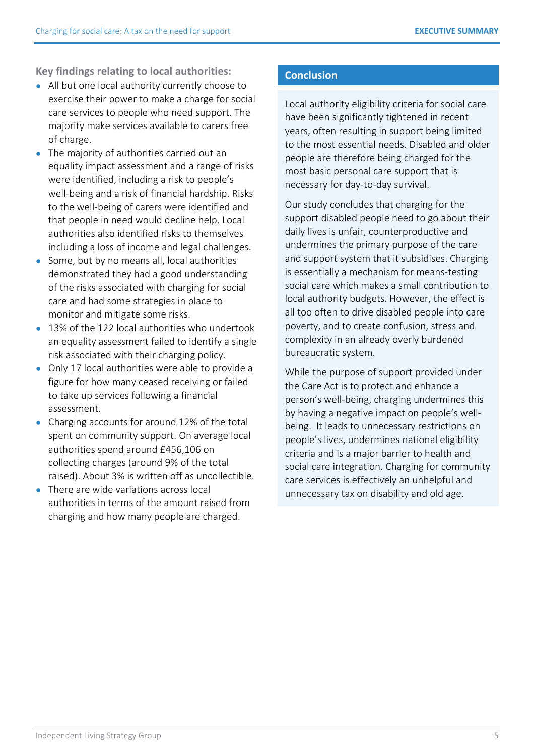**Key findings relating to local authorities:**

- All but one local authority currently choose to exercise their power to make a charge for social care services to people who need support. The majority make services available to carers free of charge.
- The majority of authorities carried out an equality impact assessment and a range of risks were identified, including a risk to people's well-being and a risk of financial hardship. Risks to the well-being of carers were identified and that people in need would decline help. Local authorities also identified risks to themselves including a loss of income and legal challenges.
- Some, but by no means all, local authorities demonstrated they had a good understanding of the risks associated with charging for social care and had some strategies in place to monitor and mitigate some risks.
- 13% of the 122 local authorities who undertook an equality assessment failed to identify a single risk associated with their charging policy.
- Only 17 local authorities were able to provide a figure for how many ceased receiving or failed to take up services following a financial assessment.
- Charging accounts for around 12% of the total spent on community support. On average local authorities spend around £456,106 on collecting charges (around 9% of the total raised). About 3% is written off as uncollectible.
- There are wide variations across local authorities in terms of the amount raised from charging and how many people are charged.

## Conclusion

Local authority eligibility criteria for social care have been significantly tightened in recent years, often resulting in support being limited to the most essential needs. Disabled and older people are therefore being charged for the most basic personal care support that is necessary for day-to-day survival.

Our study concludes that charging for the support disabled people need to go about their daily lives is unfair, counterproductive and undermines the primary purpose of the care and support system that it subsidises. Charging is essentially a mechanism for means-testing social care which makes a small contribution to local authority budgets. However, the effect is all too often to drive disabled people into care poverty, and to create confusion, stress and complexity in an already overly burdened bureaucratic system.

While the purpose of support provided under the Care Act is to protect and enhance a person's well-being, charging undermines this by having a negative impact on people's well-being. It leads to unnecessary restrictions on people's lives, undermines national eligibility criteria and is a major barrier to health and social care integration. Charging for community care services is effectively an unhelpful and unnecessary tax on disability and old age.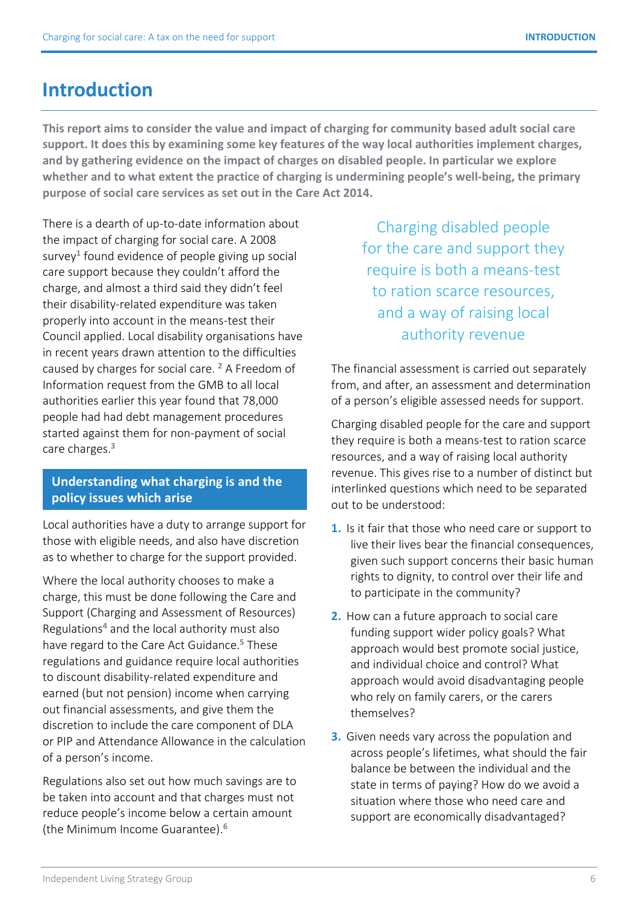# Introduction

**This report aims to consider the value and impact of charging for community based adult social care support. It does this by examining some key features of the way local authorities implement charges, and by gathering evidence on the impact of charges on disabled people. In particular we explore whether and to what extent the practice of charging is undermining people's well-being, the primary purpose of social care services as set out in the Care Act 2014.**

There is a dearth of up-to-date information about the impact of charging for social care. A 2008 survey[1] found evidence of people giving up social care support because they couldn't afford the charge, and almost a third said they didn't feel their disability-related expenditure was taken properly into account in the means-test their Council applied. Local disability organisations have in recent years drawn attention to the difficulties caused by charges for social care. [2] A Freedom of Information request from the GMB to all local authorities earlier this year found that 78,000 people had had debt management procedures started against them for non-payment of social care charges.[3]

## Understanding what charging is and the policy issues which arise

Local authorities have a duty to arrange support for those with eligible needs, and also have discretion as to whether to charge for the support provided.

Where the local authority chooses to make a charge, this must be done following the Care and Support (Charging and Assessment of Resources) Regulations[4] and the local authority must also have regard to the Care Act Guidance.[5] These regulations and guidance require local authorities to discount disability-related expenditure and earned (but not pension) income when carrying out financial assessments, and give them the discretion to include the care component of DLA or PIP and Attendance Allowance in the calculation of a person's income.

Regulations also set out how much savings are to be taken into account and that charges must not reduce people's income below a certain amount (the Minimum Income Guarantee).[6]

> Charging disabled people for the care and support they require is both a means-test to ration scarce resources, and a way of raising local authority revenue

The financial assessment is carried out separately from, and after, an assessment and determination of a person's eligible assessed needs for support.

Charging disabled people for the care and support they require is both a means-test to ration scarce resources, and a way of raising local authority revenue. This gives rise to a number of distinct but interlinked questions which need to be separated out to be understood:

1. Is it fair that those who need care or support to live their lives bear the financial consequences, given such support concerns their basic human rights to dignity, to control over their life and to participate in the community?
2. How can a future approach to social care funding support wider policy goals? What approach would best promote social justice, and individual choice and control? What approach would avoid disadvantaging people who rely on family carers, or the carers themselves?
3. Given needs vary across the population and across people's lifetimes, what should the fair balance be between the individual and the state in terms of paying? How do we avoid a situation where those who need care and support are economically disadvantaged?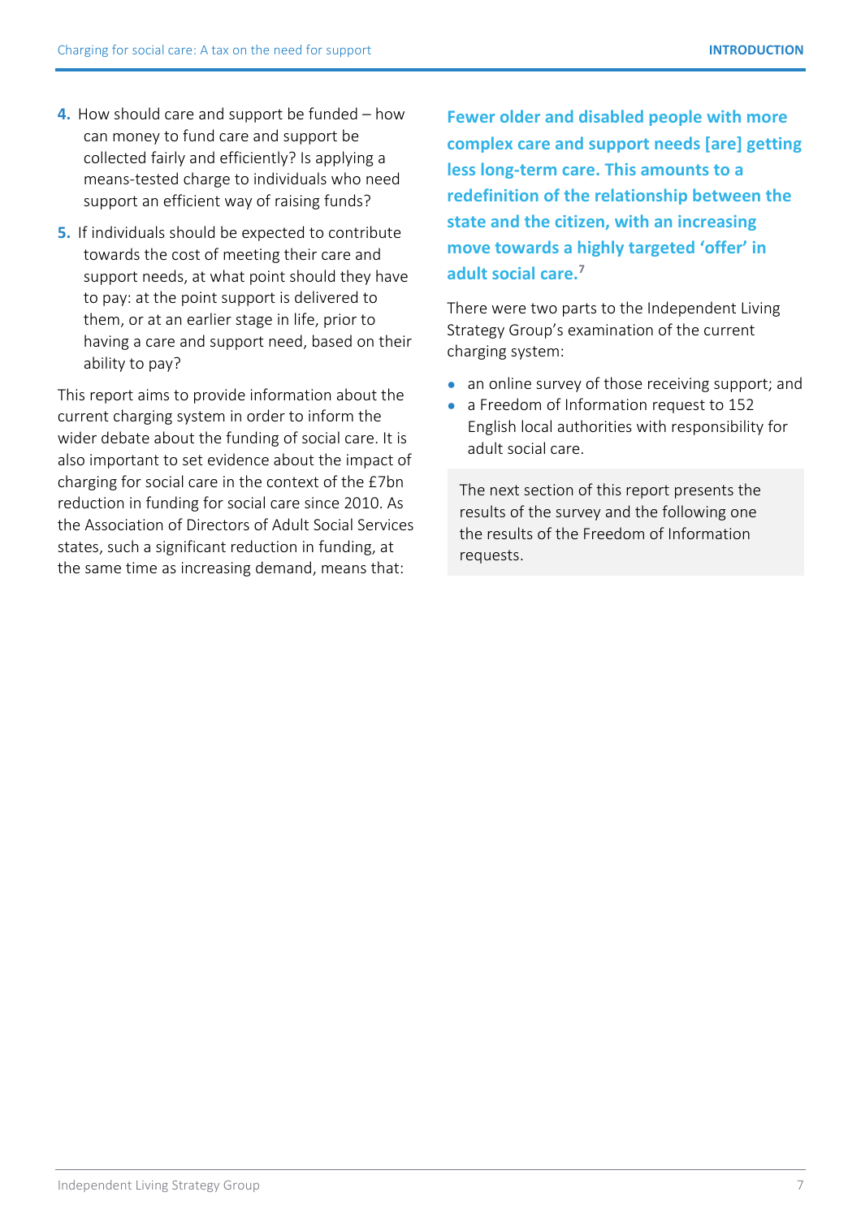4. How should care and support be funded – how can money to fund care and support be collected fairly and efficiently? Is applying a means-tested charge to individuals who need support an efficient way of raising funds?

5. If individuals should be expected to contribute towards the cost of meeting their care and support needs, at what point should they have to pay: at the point support is delivered to them, or at an earlier stage in life, prior to having a care and support need, based on their ability to pay?

This report aims to provide information about the current charging system in order to inform the wider debate about the funding of social care. It is also important to set evidence about the impact of charging for social care in the context of the £7bn reduction in funding for social care since 2010. As the Association of Directors of Adult Social Services states, such a significant reduction in funding, at the same time as increasing demand, means that:

**Fewer older and disabled people with more complex care and support needs [are] getting less long-term care. This amounts to a redefinition of the relationship between the state and the citizen, with an increasing move towards a highly targeted 'offer' in adult social care.**[7]

There were two parts to the Independent Living Strategy Group's examination of the current charging system:

- an online survey of those receiving support; and
- a Freedom of Information request to 152 English local authorities with responsibility for adult social care.

The next section of this report presents the results of the survey and the following one the results of the Freedom of Information requests.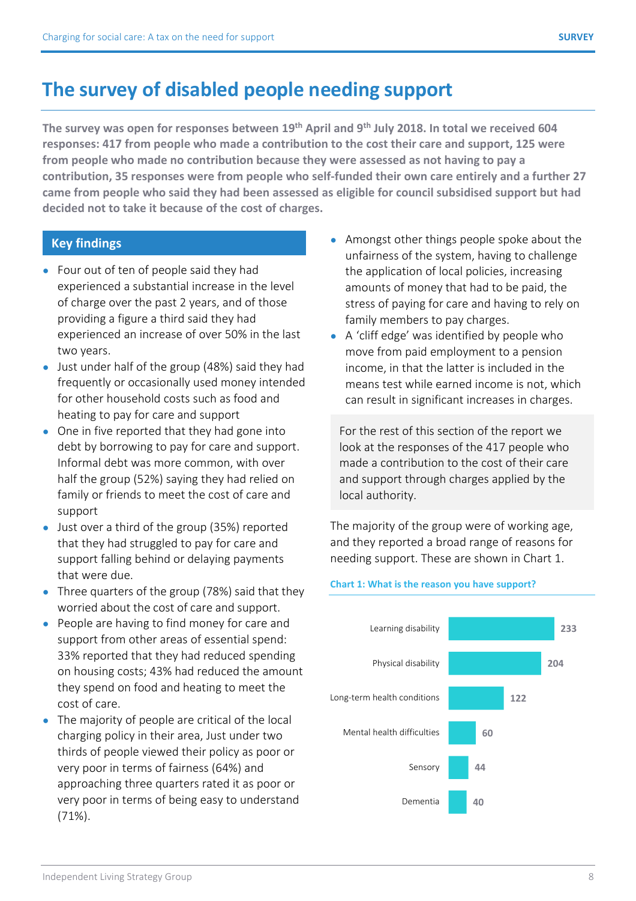# The survey of disabled people needing support

**The survey was open for responses between 19th April and 9th July 2018. In total we received 604 responses: 417 from people who made a contribution to the cost their care and support, 125 were from people who made no contribution because they were assessed as not having to pay a contribution, 35 responses were from people who self-funded their own care entirely and a further 27 came from people who said they had been assessed as eligible for council subsidised support but had decided not to take it because of the cost of charges.**

## Key findings

- Four out of ten of people said they had experienced a substantial increase in the level of charge over the past 2 years, and of those providing a figure a third said they had experienced an increase of over 50% in the last two years.
- Just under half of the group (48%) said they had frequently or occasionally used money intended for other household costs such as food and heating to pay for care and support
- One in five reported that they had gone into debt by borrowing to pay for care and support. Informal debt was more common, with over half the group (52%) saying they had relied on family or friends to meet the cost of care and support
- Just over a third of the group (35%) reported that they had struggled to pay for care and support falling behind or delaying payments that were due.
- Three quarters of the group (78%) said that they worried about the cost of care and support.
- People are having to find money for care and support from other areas of essential spend: 33% reported that they had reduced spending on housing costs; 43% had reduced the amount they spend on food and heating to meet the cost of care.
- The majority of people are critical of the local charging policy in their area, Just under two thirds of people viewed their policy as poor or very poor in terms of fairness (64%) and approaching three quarters rated it as poor or very poor in terms of being easy to understand (71%).
- Amongst other things people spoke about the unfairness of the system, having to challenge the application of local policies, increasing amounts of money that had to be paid, the stress of paying for care and having to rely on family members to pay charges.
- A 'cliff edge' was identified by people who move from paid employment to a pension income, in that the latter is included in the means test while earned income is not, which can result in significant increases in charges.

For the rest of this section of the report we look at the responses of the 417 people who made a contribution to the cost of their care and support through charges applied by the local authority.

The majority of the group were of working age, and they reported a broad range of reasons for needing support. These are shown in Chart 1.

**Chart 1: What is the reason you have support?**

| Reason | Number |
|---|---|
| Learning disability | 233 |
| Physical disability | 204 |
| Long-term health conditions | 122 |
| Mental health difficulties | 60 |
| Sensory | 44 |
| Dementia | 40 |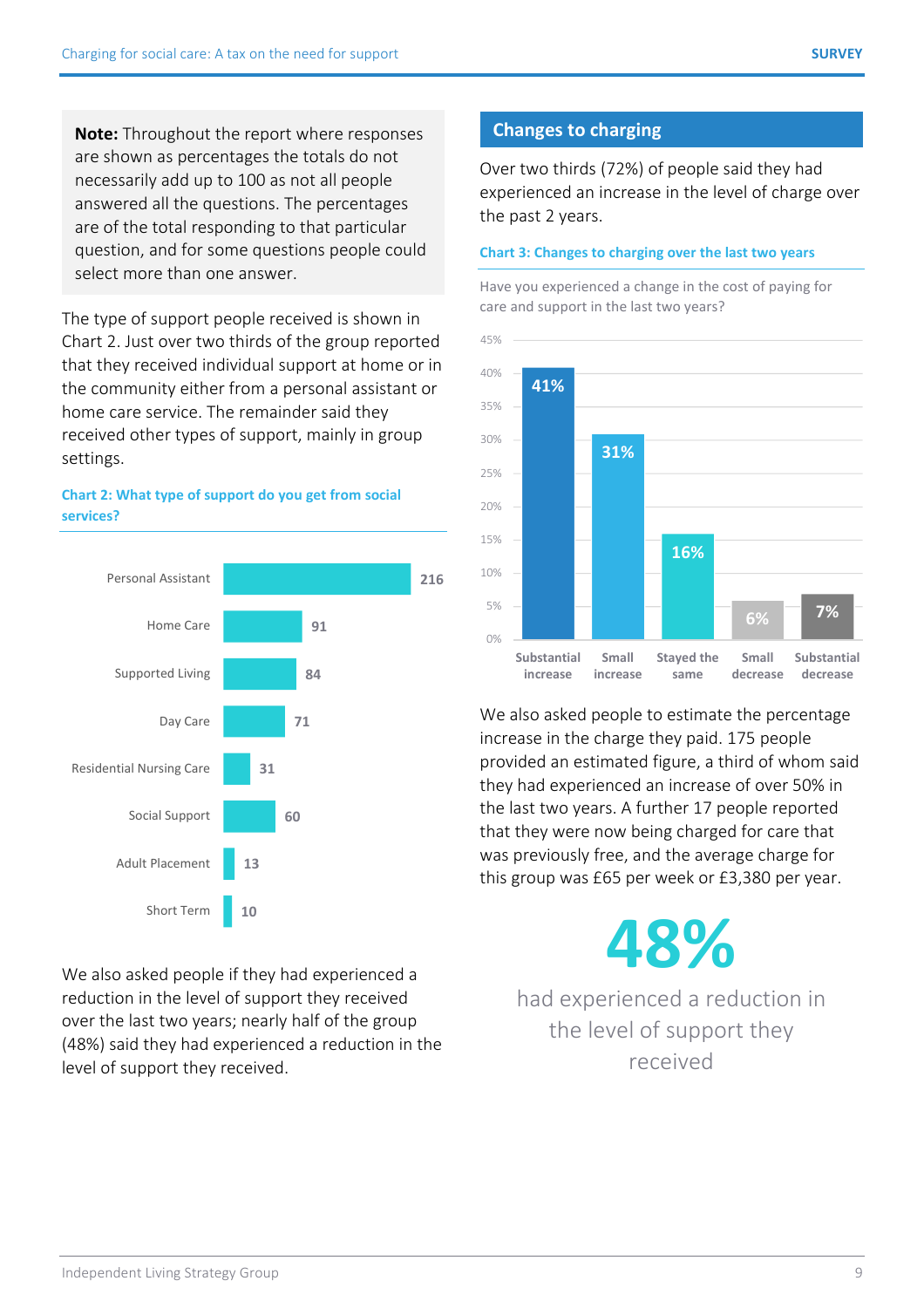**Note:** Throughout the report where responses are shown as percentages the totals do not necessarily add up to 100 as not all people answered all the questions. The percentages are of the total responding to that particular question, and for some questions people could select more than one answer.

The type of support people received is shown in Chart 2. Just over two thirds of the group reported that they received individual support at home or in the community either from a personal assistant or home care service. The remainder said they received other types of support, mainly in group settings.

**Chart 2: What type of support do you get from social services?**

| Type of support | Number |
|---|---|
| Personal Assistant | 216 |
| Home Care | 91 |
| Supported Living | 84 |
| Day Care | 71 |
| Residential Nursing Care | 31 |
| Social Support | 60 |
| Adult Placement | 13 |
| Short Term | 10 |

We also asked people if they had experienced a reduction in the level of support they received over the last two years; nearly half of the group (48%) said they had experienced a reduction in the level of support they received.

## Changes to charging

Over two thirds (72%) of people said they had experienced an increase in the level of charge over the past 2 years.

**Chart 3: Changes to charging over the last two years**

Have you experienced a change in the cost of paying for care and support in the last two years?

| Response | Percentage |
|---|---|
| Substantial increase | 41% |
| Small increase | 31% |
| Stayed the same | 16% |
| Small decrease | 6% |
| Substantial decrease | 7% |

We also asked people to estimate the percentage increase in the charge they paid. 175 people provided an estimated figure, a third of whom said they had experienced an increase of over 50% in the last two years. A further 17 people reported that they were now being charged for care that was previously free, and the average charge for this group was £65 per week or £3,380 per year.

**48%**

had experienced a reduction in the level of support they received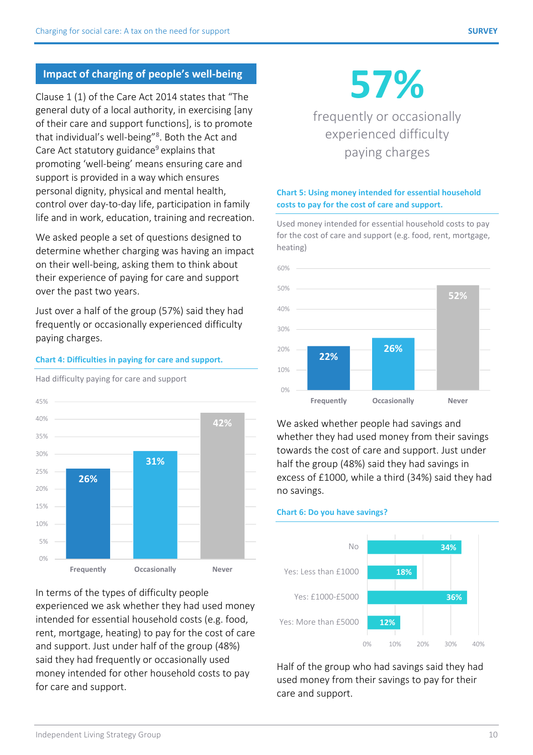## Impact of charging of people's well-being

Clause 1 (1) of the Care Act 2014 states that "The general duty of a local authority, in exercising [any of their care and support functions], is to promote that individual's well-being"[8]. Both the Act and Care Act statutory guidance[9] explains that promoting 'well-being' means ensuring care and support is provided in a way which ensures personal dignity, physical and mental health, control over day-to-day life, participation in family life and in work, education, training and recreation.

We asked people a set of questions designed to determine whether charging was having an impact on their well-being, asking them to think about their experience of paying for care and support over the past two years.

Just over a half of the group (57%) said they had frequently or occasionally experienced difficulty paying charges.

**Chart 4: Difficulties in paying for care and support.**

Had difficulty paying for care and support

| Frequently | Occasionally | Never |
|---|---|---|
| 26% | 31% | 42% |

In terms of the types of difficulty people experienced we ask whether they had used money intended for essential household costs (e.g. food, rent, mortgage, heating) to pay for the cost of care and support. Just under half of the group (48%) said they had frequently or occasionally used money intended for other household costs to pay for care and support.

# 57%

frequently or occasionally experienced difficulty paying charges

**Chart 5: Using money intended for essential household costs to pay for the cost of care and support.**

Used money intended for essential household costs to pay for the cost of care and support (e.g. food, rent, mortgage, heating)

| Frequently | Occasionally | Never |
|---|---|---|
| 22% | 26% | 52% |

We asked whether people had savings and whether they had used money from their savings towards the cost of care and support. Just under half the group (48%) said they had savings in excess of £1000, while a third (34%) said they had no savings.

**Chart 6: Do you have savings?**

| Response | % |
|---|---|
| No | 34% |
| Yes: Less than £1000 | 18% |
| Yes: £1000-£5000 | 36% |
| Yes: More than £5000 | 12% |

Half of the group who had savings said they had used money from their savings to pay for their care and support.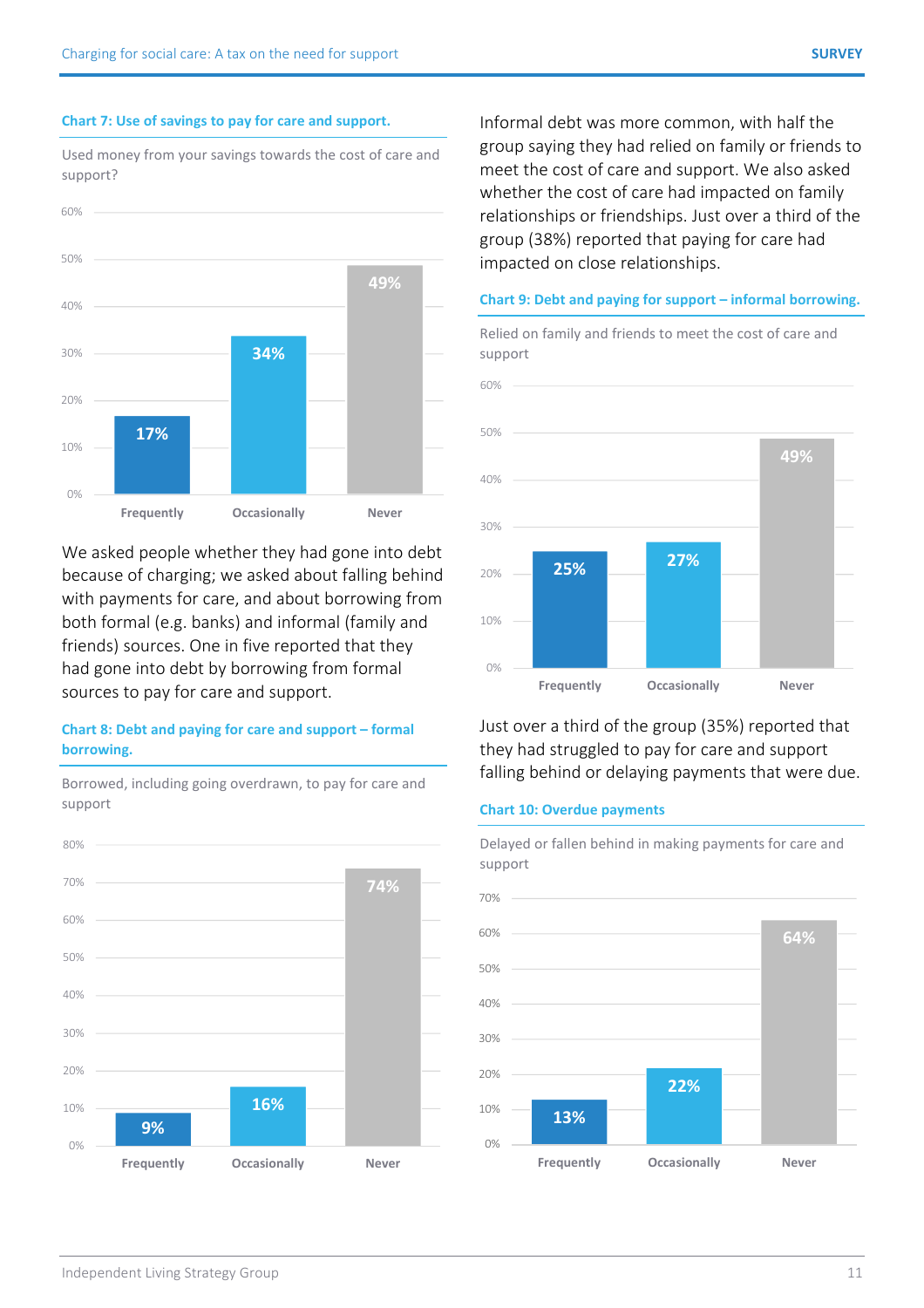**Chart 7: Use of savings to pay for care and support.**

Used money from your savings towards the cost of care and support?

| Frequently | Occasionally | Never |
|---|---|---|
| 17% | 34% | 49% |

We asked people whether they had gone into debt because of charging; we asked about falling behind with payments for care, and about borrowing from both formal (e.g. banks) and informal (family and friends) sources. One in five reported that they had gone into debt by borrowing from formal sources to pay for care and support.

**Chart 8: Debt and paying for care and support – formal borrowing.**

Borrowed, including going overdrawn, to pay for care and support

| Frequently | Occasionally | Never |
|---|---|---|
| 9% | 16% | 74% |

Informal debt was more common, with half the group saying they had relied on family or friends to meet the cost of care and support. We also asked whether the cost of care had impacted on family relationships or friendships. Just over a third of the group (38%) reported that paying for care had impacted on close relationships.

**Chart 9: Debt and paying for support – informal borrowing.**

Relied on family and friends to meet the cost of care and support

| Frequently | Occasionally | Never |
|---|---|---|
| 25% | 27% | 49% |

Just over a third of the group (35%) reported that they had struggled to pay for care and support falling behind or delaying payments that were due.

**Chart 10: Overdue payments**

Delayed or fallen behind in making payments for care and support

| Frequently | Occasionally | Never |
|---|---|---|
| 13% | 22% | 64% |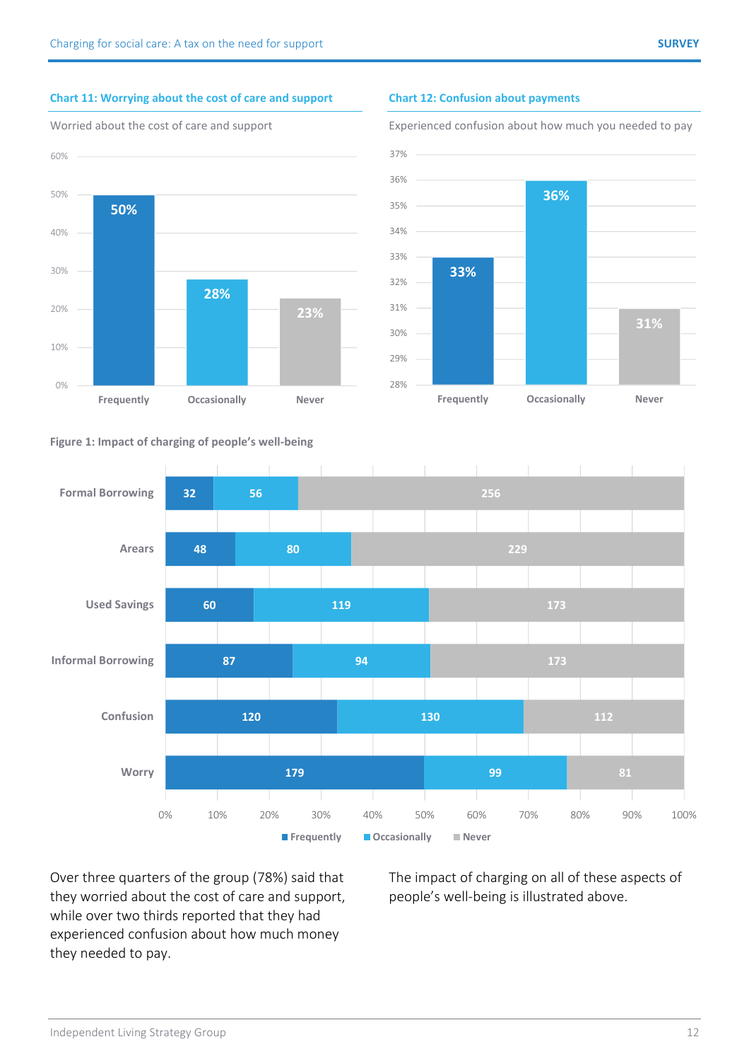**Chart 11: Worrying about the cost of care and support**

Worried about the cost of care and support

| | Frequently | Occasionally | Never |
|---|---|---|---|
| Worried about the cost of care and support | 50% | 28% | 23% |

**Chart 12: Confusion about payments**

Experienced confusion about how much you needed to pay

| | Frequently | Occasionally | Never |
|---|---|---|---|
| Experienced confusion about how much you needed to pay | 33% | 36% | 31% |

**Figure 1: Impact of charging of people's well-being**

| | Frequently | Occasionally | Never |
|---|---|---|---|
| Formal Borrowing | 32 | 56 | 256 |
| Arears | 48 | 80 | 229 |
| Used Savings | 60 | 119 | 173 |
| Informal Borrowing | 87 | 94 | 173 |
| Confusion | 120 | 130 | 112 |
| Worry | 179 | 99 | 81 |

Over three quarters of the group (78%) said that they worried about the cost of care and support, while over two thirds reported that they had experienced confusion about how much money they needed to pay.

The impact of charging on all of these aspects of people's well-being is illustrated above.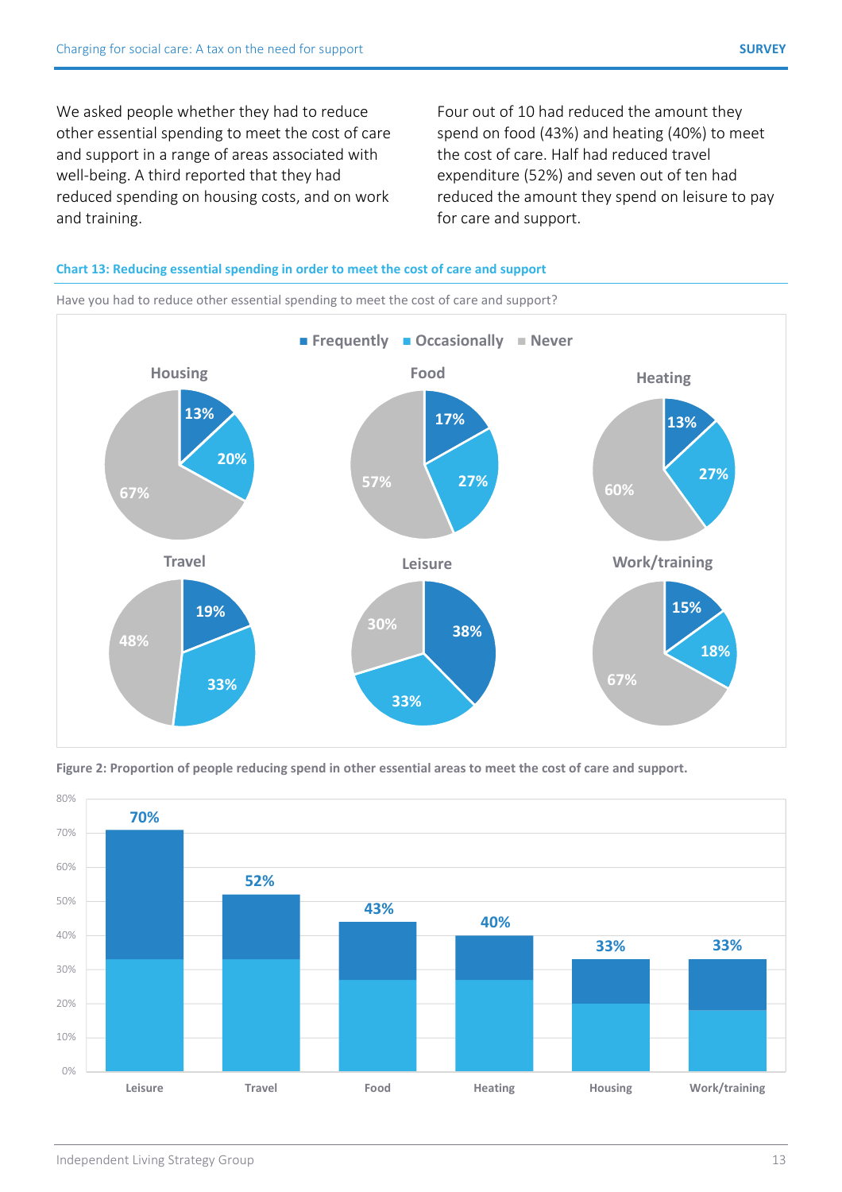We asked people whether they had to reduce other essential spending to meet the cost of care and support in a range of areas associated with well-being. A third reported that they had reduced spending on housing costs, and on work and training.

Four out of 10 had reduced the amount they spend on food (43%) and heating (40%) to meet the cost of care. Half had reduced travel expenditure (52%) and seven out of ten had reduced the amount they spend on leisure to pay for care and support.

**Chart 13: Reducing essential spending in order to meet the cost of care and support**

Have you had to reduce other essential spending to meet the cost of care and support?

| | Frequently | Occasionally | Never |
|---|---|---|---|
| Housing | 13% | 20% | 67% |
| Food | 17% | 27% | 57% |
| Heating | 13% | 27% | 60% |
| Travel | 19% | 33% | 48% |
| Leisure | 38% | 33% | 30% |
| Work/training | 15% | 18% | 67% |

**Figure 2: Proportion of people reducing spend in other essential areas to meet the cost of care and support.**

| Area | Total |
|---|---|
| Leisure | 70% |
| Travel | 52% |
| Food | 43% |
| Heating | 40% |
| Housing | 33% |
| Work/training | 33% |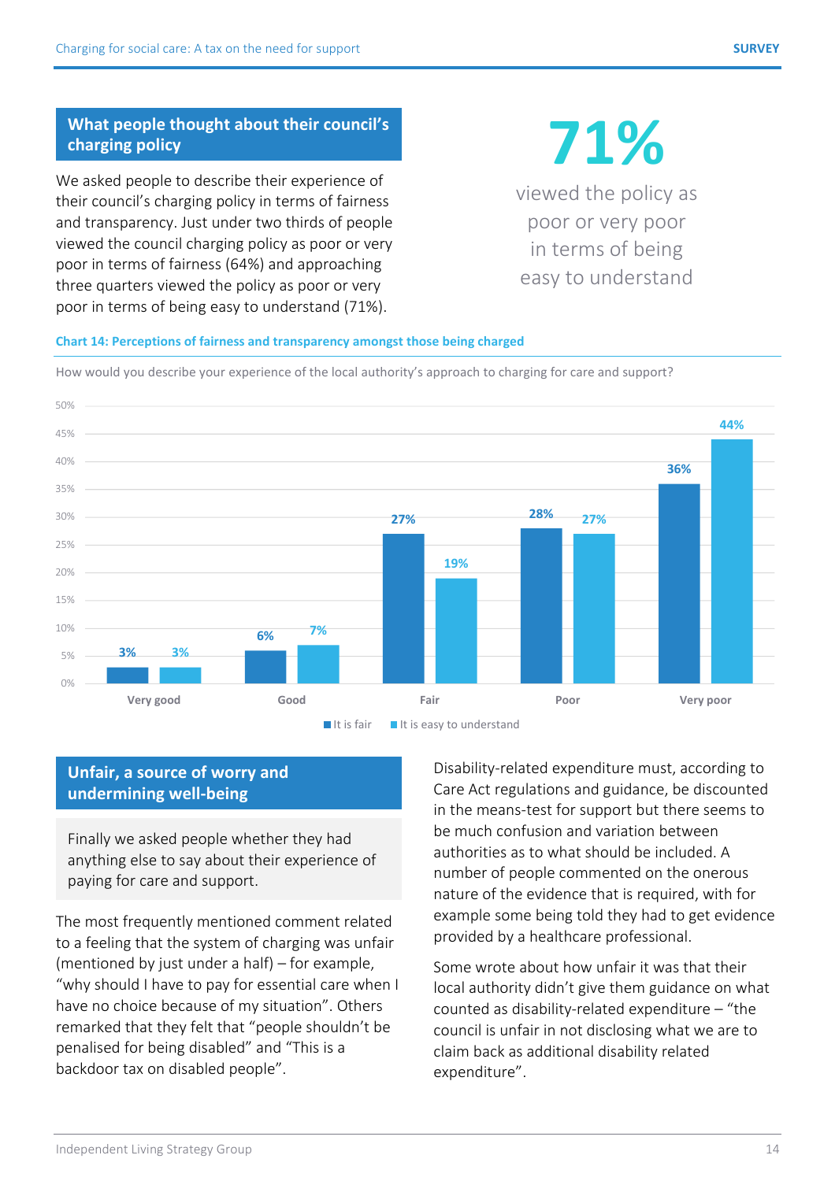## What people thought about their council's charging policy

We asked people to describe their experience of their council's charging policy in terms of fairness and transparency. Just under two thirds of people viewed the council charging policy as poor or very poor in terms of fairness (64%) and approaching three quarters viewed the policy as poor or very poor in terms of being easy to understand (71%).

**71%**

viewed the policy as poor or very poor in terms of being easy to understand

**Chart 14: Perceptions of fairness and transparency amongst those being charged**

How would you describe your experience of the local authority's approach to charging for care and support?

| | It is fair | It is easy to understand |
|---|---|---|
| Very good | 3% | 3% |
| Good | 6% | 7% |
| Fair | 27% | 19% |
| Poor | 28% | 27% |
| Very poor | 36% | 44% |

## Unfair, a source of worry and undermining well-being

Finally we asked people whether they had anything else to say about their experience of paying for care and support.

The most frequently mentioned comment related to a feeling that the system of charging was unfair (mentioned by just under a half) – for example, "why should I have to pay for essential care when I have no choice because of my situation". Others remarked that they felt that "people shouldn't be penalised for being disabled" and "This is a backdoor tax on disabled people".

Disability-related expenditure must, according to Care Act regulations and guidance, be discounted in the means-test for support but there seems to be much confusion and variation between authorities as to what should be included. A number of people commented on the onerous nature of the evidence that is required, with for example some being told they had to get evidence provided by a healthcare professional.

Some wrote about how unfair it was that their local authority didn't give them guidance on what counted as disability-related expenditure – "the council is unfair in not disclosing what we are to claim back as additional disability related expenditure".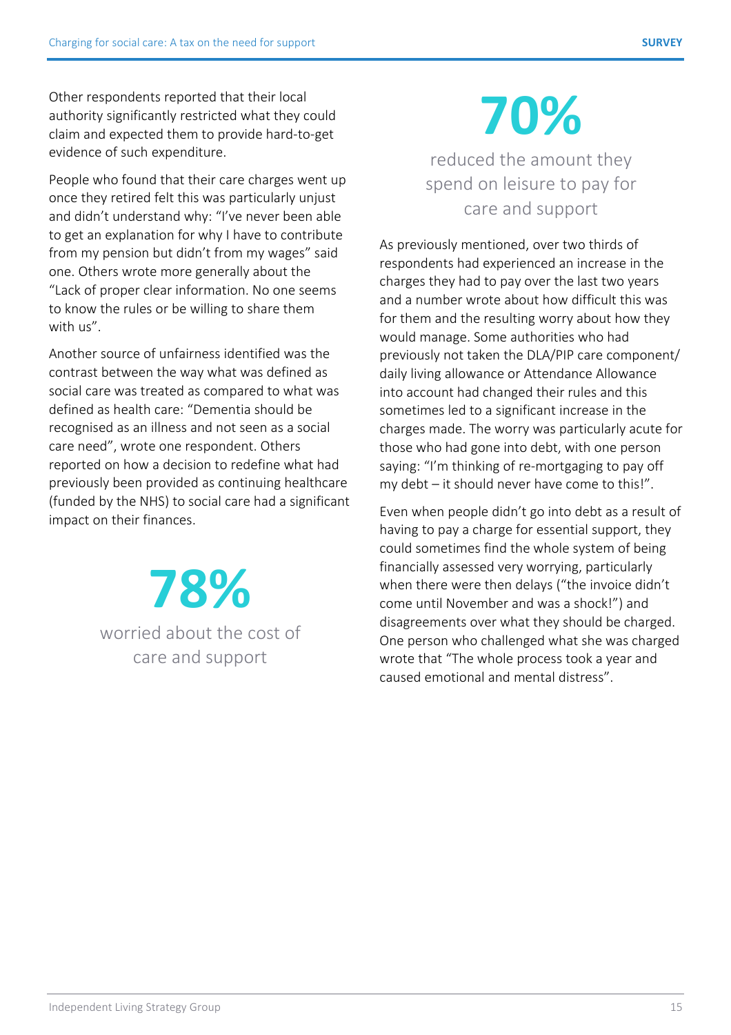Other respondents reported that their local authority significantly restricted what they could claim and expected them to provide hard-to-get evidence of such expenditure.

People who found that their care charges went up once they retired felt this was particularly unjust and didn't understand why: "I've never been able to get an explanation for why I have to contribute from my pension but didn't from my wages" said one. Others wrote more generally about the "Lack of proper clear information. No one seems to know the rules or be willing to share them with us".

Another source of unfairness identified was the contrast between the way what was defined as social care was treated as compared to what was defined as health care: "Dementia should be recognised as an illness and not seen as a social care need", wrote one respondent. Others reported on how a decision to redefine what had previously been provided as continuing healthcare (funded by the NHS) to social care had a significant impact on their finances.

**78%**

worried about the cost of care and support

**70%**

reduced the amount they spend on leisure to pay for care and support

As previously mentioned, over two thirds of respondents had experienced an increase in the charges they had to pay over the last two years and a number wrote about how difficult this was for them and the resulting worry about how they would manage. Some authorities who had previously not taken the DLA/PIP care component/ daily living allowance or Attendance Allowance into account had changed their rules and this sometimes led to a significant increase in the charges made. The worry was particularly acute for those who had gone into debt, with one person saying: "I'm thinking of re-mortgaging to pay off my debt – it should never have come to this!".

Even when people didn't go into debt as a result of having to pay a charge for essential support, they could sometimes find the whole system of being financially assessed very worrying, particularly when there were then delays ("the invoice didn't come until November and was a shock!") and disagreements over what they should be charged. One person who challenged what she was charged wrote that "The whole process took a year and caused emotional and mental distress".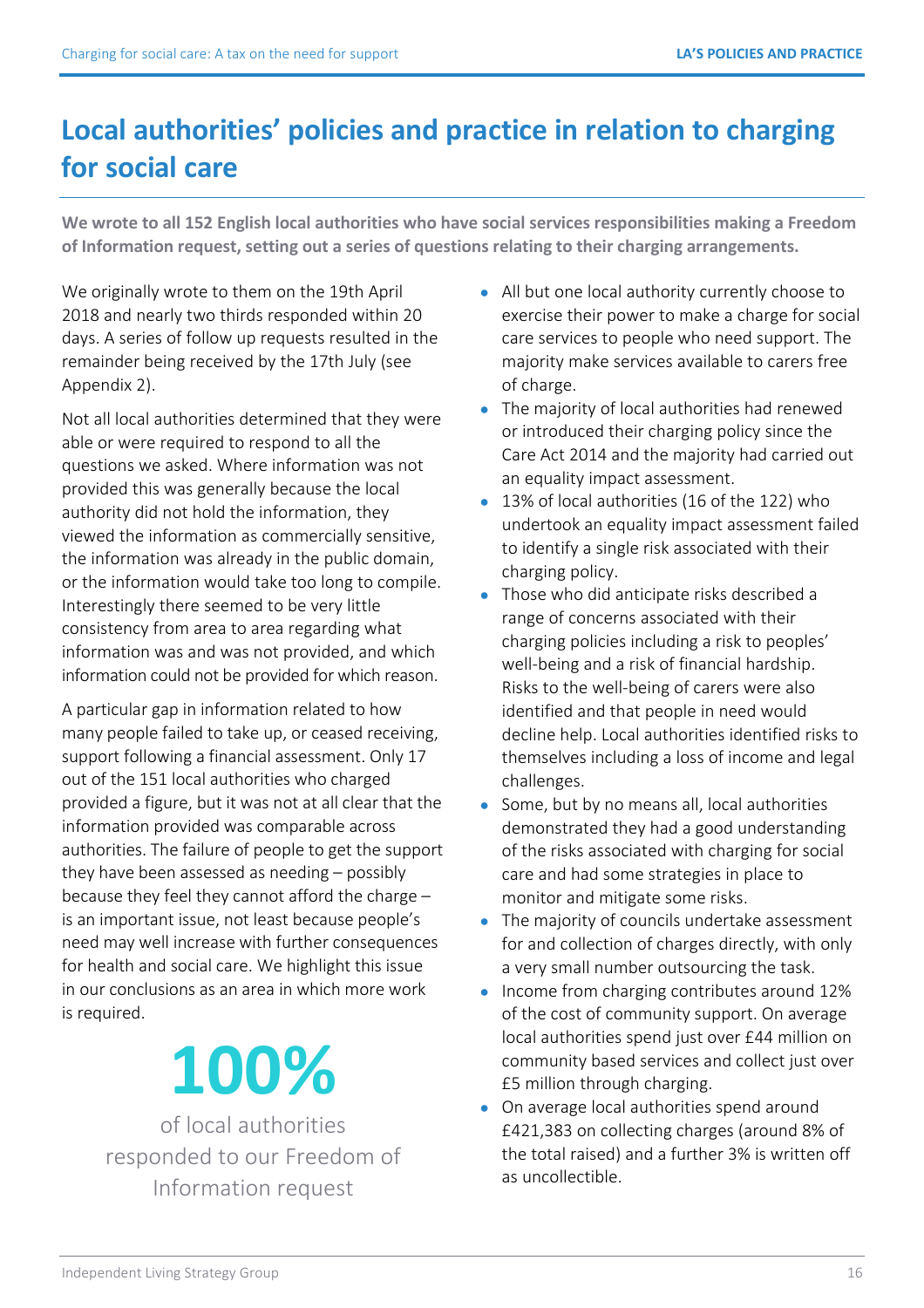# Local authorities' policies and practice in relation to charging for social care

**We wrote to all 152 English local authorities who have social services responsibilities making a Freedom of Information request, setting out a series of questions relating to their charging arrangements.**

We originally wrote to them on the 19th April 2018 and nearly two thirds responded within 20 days. A series of follow up requests resulted in the remainder being received by the 17th July (see Appendix 2).

Not all local authorities determined that they were able or were required to respond to all the questions we asked. Where information was not provided this was generally because the local authority did not hold the information, they viewed the information as commercially sensitive, the information was already in the public domain, or the information would take too long to compile. Interestingly there seemed to be very little consistency from area to area regarding what information was and was not provided, and which information could not be provided for which reason.

A particular gap in information related to how many people failed to take up, or ceased receiving, support following a financial assessment. Only 17 out of the 151 local authorities who charged provided a figure, but it was not at all clear that the information provided was comparable across authorities. The failure of people to get the support they have been assessed as needing – possibly because they feel they cannot afford the charge – is an important issue, not least because people's need may well increase with further consequences for health and social care. We highlight this issue in our conclusions as an area in which more work is required.

**100%**

of local authorities responded to our Freedom of Information request

- All but one local authority currently choose to exercise their power to make a charge for social care services to people who need support. The majority make services available to carers free of charge.
- The majority of local authorities had renewed or introduced their charging policy since the Care Act 2014 and the majority had carried out an equality impact assessment.
- 13% of local authorities (16 of the 122) who undertook an equality impact assessment failed to identify a single risk associated with their charging policy.
- Those who did anticipate risks described a range of concerns associated with their charging policies including a risk to peoples' well-being and a risk of financial hardship. Risks to the well-being of carers were also identified and that people in need would decline help. Local authorities identified risks to themselves including a loss of income and legal challenges.
- Some, but by no means all, local authorities demonstrated they had a good understanding of the risks associated with charging for social care and had some strategies in place to monitor and mitigate some risks.
- The majority of councils undertake assessment for and collection of charges directly, with only a very small number outsourcing the task.
- Income from charging contributes around 12% of the cost of community support. On average local authorities spend just over £44 million on community based services and collect just over £5 million through charging.
- On average local authorities spend around £421,383 on collecting charges (around 8% of the total raised) and a further 3% is written off as uncollectible.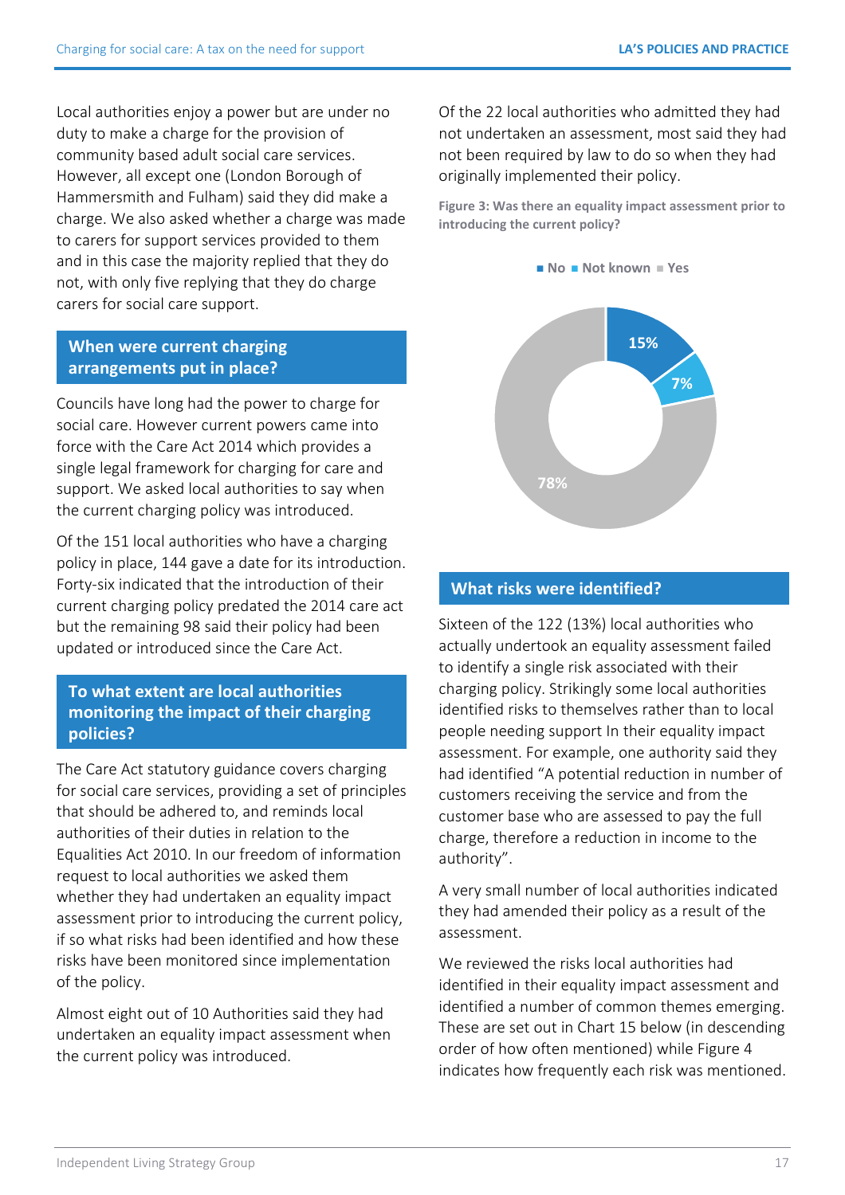Local authorities enjoy a power but are under no duty to make a charge for the provision of community based adult social care services. However, all except one (London Borough of Hammersmith and Fulham) said they did make a charge. We also asked whether a charge was made to carers for support services provided to them and in this case the majority replied that they do not, with only five replying that they do charge carers for social care support.

## When were current charging arrangements put in place?

Councils have long had the power to charge for social care. However current powers came into force with the Care Act 2014 which provides a single legal framework for charging for care and support. We asked local authorities to say when the current charging policy was introduced.

Of the 151 local authorities who have a charging policy in place, 144 gave a date for its introduction. Forty-six indicated that the introduction of their current charging policy predated the 2014 care act but the remaining 98 said their policy had been updated or introduced since the Care Act.

## To what extent are local authorities monitoring the impact of their charging policies?

The Care Act statutory guidance covers charging for social care services, providing a set of principles that should be adhered to, and reminds local authorities of their duties in relation to the Equalities Act 2010. In our freedom of information request to local authorities we asked them whether they had undertaken an equality impact assessment prior to introducing the current policy, if so what risks had been identified and how these risks have been monitored since implementation of the policy.

Almost eight out of 10 Authorities said they had undertaken an equality impact assessment when the current policy was introduced.

Of the 22 local authorities who admitted they had not undertaken an assessment, most said they had not been required by law to do so when they had originally implemented their policy.

**Figure 3: Was there an equality impact assessment prior to introducing the current policy?**

| Response | Percentage |
| --- | --- |
| No | 15% |
| Not known | 7% |
| Yes | 78% |

## What risks were identified?

Sixteen of the 122 (13%) local authorities who actually undertook an equality assessment failed to identify a single risk associated with their charging policy. Strikingly some local authorities identified risks to themselves rather than to local people needing support In their equality impact assessment. For example, one authority said they had identified "A potential reduction in number of customers receiving the service and from the customer base who are assessed to pay the full charge, therefore a reduction in income to the authority".

A very small number of local authorities indicated they had amended their policy as a result of the assessment.

We reviewed the risks local authorities had identified in their equality impact assessment and identified a number of common themes emerging. These are set out in Chart 15 below (in descending order of how often mentioned) while Figure 4 indicates how frequently each risk was mentioned.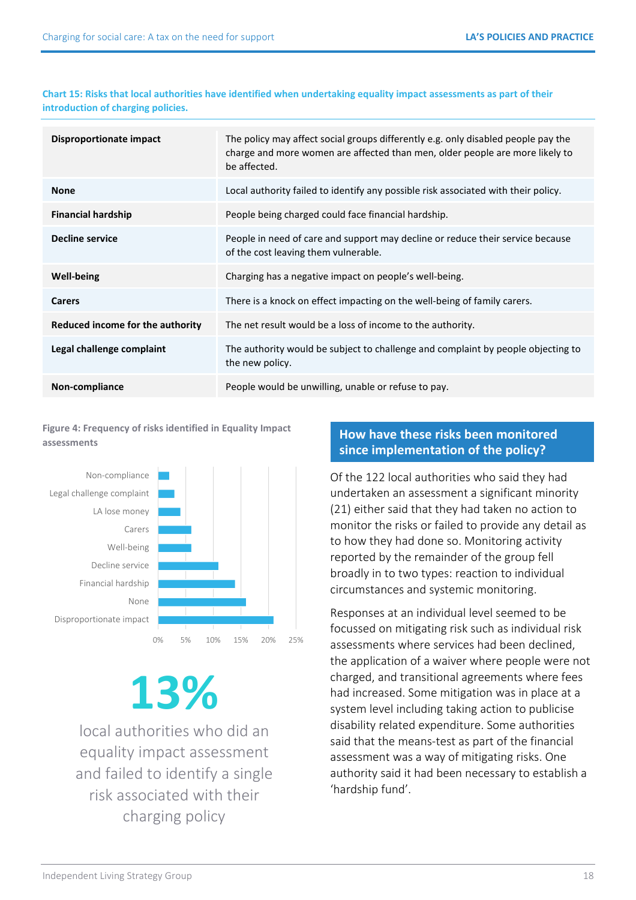**Chart 15: Risks that local authorities have identified when undertaking equality impact assessments as part of their introduction of charging policies.**

| | |
|---|---|
| **Disproportionate impact** | The policy may affect social groups differently e.g. only disabled people pay the charge and more women are affected than men, older people are more likely to be affected. |
| **None** | Local authority failed to identify any possible risk associated with their policy. |
| **Financial hardship** | People being charged could face financial hardship. |
| **Decline service** | People in need of care and support may decline or reduce their service because of the cost leaving them vulnerable. |
| **Well-being** | Charging has a negative impact on people's well-being. |
| **Carers** | There is a knock on effect impacting on the well-being of family carers. |
| **Reduced income for the authority** | The net result would be a loss of income to the authority. |
| **Legal challenge complaint** | The authority would be subject to challenge and complaint by people objecting to the new policy. |
| **Non-compliance** | People would be unwilling, unable or refuse to pay. |

**Figure 4: Frequency of risks identified in Equality Impact assessments**

| Risk | Frequency (approx.) |
|---|---|
| Non-compliance | ~2% |
| Legal challenge complaint | ~3% |
| LA lose money | ~4% |
| Carers | ~6% |
| Well-being | ~6% |
| Decline service | ~11% |
| Financial hardship | ~14% |
| None | ~16% |
| Disproportionate impact | ~21% |

**13%**

local authorities who did an equality impact assessment and failed to identify a single risk associated with their charging policy

## How have these risks been monitored since implementation of the policy?

Of the 122 local authorities who said they had undertaken an assessment a significant minority (21) either said that they had taken no action to monitor the risks or failed to provide any detail as to how they had done so. Monitoring activity reported by the remainder of the group fell broadly in to two types: reaction to individual circumstances and systemic monitoring.

Responses at an individual level seemed to be focussed on mitigating risk such as individual risk assessments where services had been declined, the application of a waiver where people were not charged, and transitional agreements where fees had increased. Some mitigation was in place at a system level including taking action to publicise disability related expenditure. Some authorities said that the means-test as part of the financial assessment was a way of mitigating risks. One authority said it had been necessary to establish a 'hardship fund'.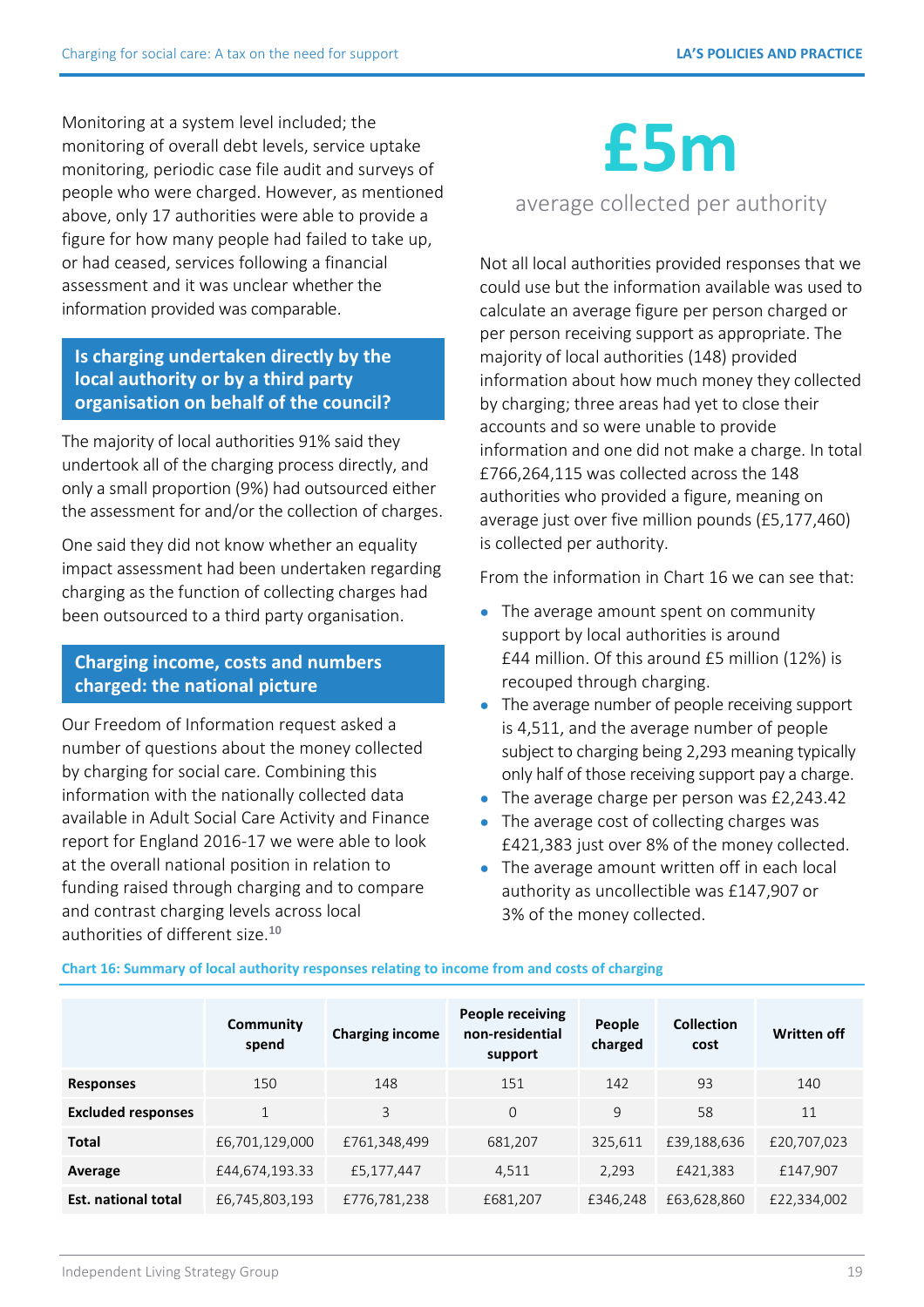Monitoring at a system level included; the monitoring of overall debt levels, service uptake monitoring, periodic case file audit and surveys of people who were charged. However, as mentioned above, only 17 authorities were able to provide a figure for how many people had failed to take up, or had ceased, services following a financial assessment and it was unclear whether the information provided was comparable.

## Is charging undertaken directly by the local authority or by a third party organisation on behalf of the council?

The majority of local authorities 91% said they undertook all of the charging process directly, and only a small proportion (9%) had outsourced either the assessment for and/or the collection of charges.

One said they did not know whether an equality impact assessment had been undertaken regarding charging as the function of collecting charges had been outsourced to a third party organisation.

## Charging income, costs and numbers charged: the national picture

Our Freedom of Information request asked a number of questions about the money collected by charging for social care. Combining this information with the nationally collected data available in Adult Social Care Activity and Finance report for England 2016-17 we were able to look at the overall national position in relation to funding raised through charging and to compare and contrast charging levels across local authorities of different size.[10]

**£5m**

average collected per authority

Not all local authorities provided responses that we could use but the information available was used to calculate an average figure per person charged or per person receiving support as appropriate. The majority of local authorities (148) provided information about how much money they collected by charging; three areas had yet to close their accounts and so were unable to provide information and one did not make a charge. In total £766,264,115 was collected across the 148 authorities who provided a figure, meaning on average just over five million pounds (£5,177,460) is collected per authority.

From the information in Chart 16 we can see that:

- The average amount spent on community support by local authorities is around £44 million. Of this around £5 million (12%) is recouped through charging.
- The average number of people receiving support is 4,511, and the average number of people subject to charging being 2,293 meaning typically only half of those receiving support pay a charge.
- The average charge per person was £2,243.42
- The average cost of collecting charges was £421,383 just over 8% of the money collected.
- The average amount written off in each local authority as uncollectible was £147,907 or 3% of the money collected.

**Chart 16: Summary of local authority responses relating to income from and costs of charging**

| | Community spend | Charging income | People receiving non-residential support | People charged | Collection cost | Written off |
|---|---|---|---|---|---|---|
| **Responses** | 150 | 148 | 151 | 142 | 93 | 140 |
| **Excluded responses** | 1 | 3 | 0 | 9 | 58 | 11 |
| **Total** | £6,701,129,000 | £761,348,499 | 681,207 | 325,611 | £39,188,636 | £20,707,023 |
| **Average** | £44,674,193.33 | £5,177,447 | 4,511 | 2,293 | £421,383 | £147,907 |
| **Est. national total** | £6,745,803,193 | £776,781,238 | £681,207 | £346,248 | £63,628,860 | £22,334,002 |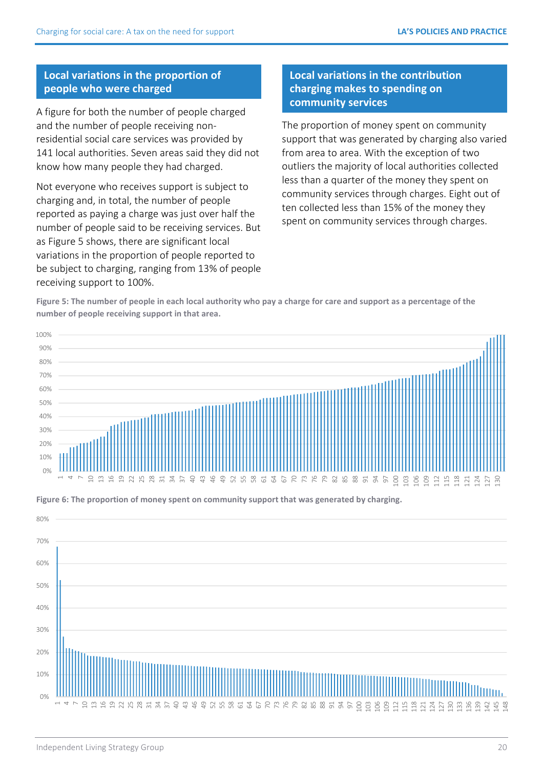## Local variations in the proportion of people who were charged

A figure for both the number of people charged and the number of people receiving non-residential social care services was provided by 141 local authorities. Seven areas said they did not know how many people they had charged.

Not everyone who receives support is subject to charging and, in total, the number of people reported as paying a charge was just over half the number of people said to be receiving services. But as Figure 5 shows, there are significant local variations in the proportion of people reported to be subject to charging, ranging from 13% of people receiving support to 100%.

## Local variations in the contribution charging makes to spending on community services

The proportion of money spent on community support that was generated by charging also varied from area to area. With the exception of two outliers the majority of local authorities collected less than a quarter of the money they spent on community services through charges. Eight out of ten collected less than 15% of the money they spent on community services through charges.

**Figure 5: The number of people in each local authority who pay a charge for care and support as a percentage of the number of people receiving support in that area.**

**Figure 6: The proportion of money spent on community support that was generated by charging.**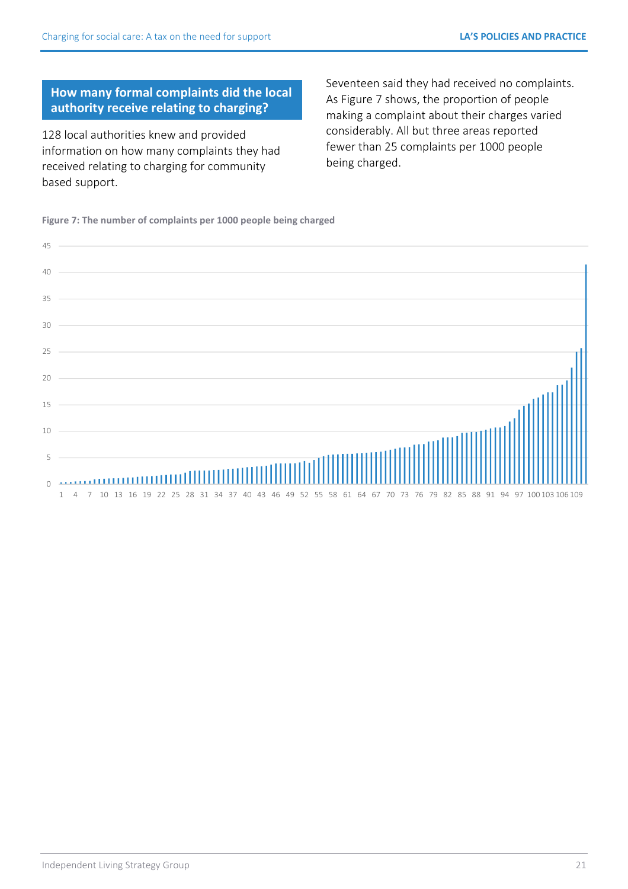## How many formal complaints did the local authority receive relating to charging?

128 local authorities knew and provided information on how many complaints they had received relating to charging for community based support.

Seventeen said they had received no complaints. As Figure 7 shows, the proportion of people making a complaint about their charges varied considerably. All but three areas reported fewer than 25 complaints per 1000 people being charged.

**Figure 7: The number of complaints per 1000 people being charged**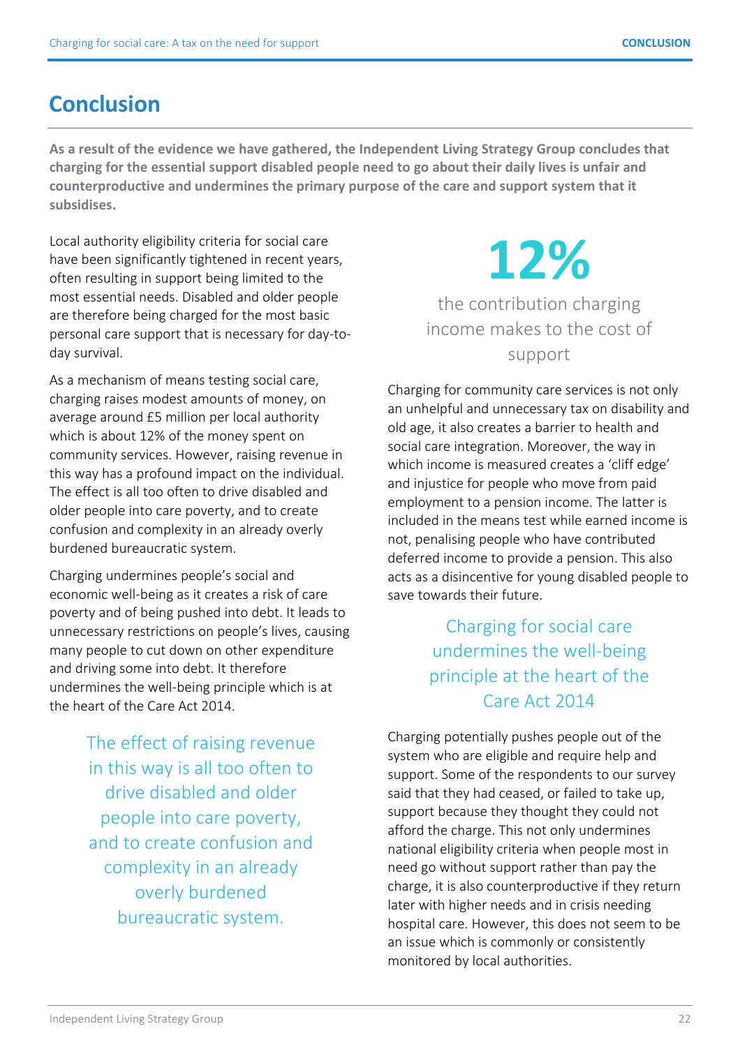# Conclusion

**As a result of the evidence we have gathered, the Independent Living Strategy Group concludes that charging for the essential support disabled people need to go about their daily lives is unfair and counterproductive and undermines the primary purpose of the care and support system that it subsidises.**

Local authority eligibility criteria for social care have been significantly tightened in recent years, often resulting in support being limited to the most essential needs. Disabled and older people are therefore being charged for the most basic personal care support that is necessary for day-to-day survival.

As a mechanism of means testing social care, charging raises modest amounts of money, on average around £5 million per local authority which is about 12% of the money spent on community services. However, raising revenue in this way has a profound impact on the individual. The effect is all too often to drive disabled and older people into care poverty, and to create confusion and complexity in an already overly burdened bureaucratic system.

Charging undermines people's social and economic well-being as it creates a risk of care poverty and of being pushed into debt. It leads to unnecessary restrictions on people's lives, causing many people to cut down on other expenditure and driving some into debt. It therefore undermines the well-being principle which is at the heart of the Care Act 2014.

> The effect of raising revenue in this way is all too often to drive disabled and older people into care poverty, and to create confusion and complexity in an already overly burdened bureaucratic system.

**12%**

the contribution charging income makes to the cost of support

Charging for community care services is not only an unhelpful and unnecessary tax on disability and old age, it also creates a barrier to health and social care integration. Moreover, the way in which income is measured creates a 'cliff edge' and injustice for people who move from paid employment to a pension income. The latter is included in the means test while earned income is not, penalising people who have contributed deferred income to provide a pension. This also acts as a disincentive for young disabled people to save towards their future.

> Charging for social care undermines the well-being principle at the heart of the Care Act 2014

Charging potentially pushes people out of the system who are eligible and require help and support. Some of the respondents to our survey said that they had ceased, or failed to take up, support because they thought they could not afford the charge. This not only undermines national eligibility criteria when people most in need go without support rather than pay the charge, it is also counterproductive if they return later with higher needs and in crisis needing hospital care. However, this does not seem to be an issue which is commonly or consistently monitored by local authorities.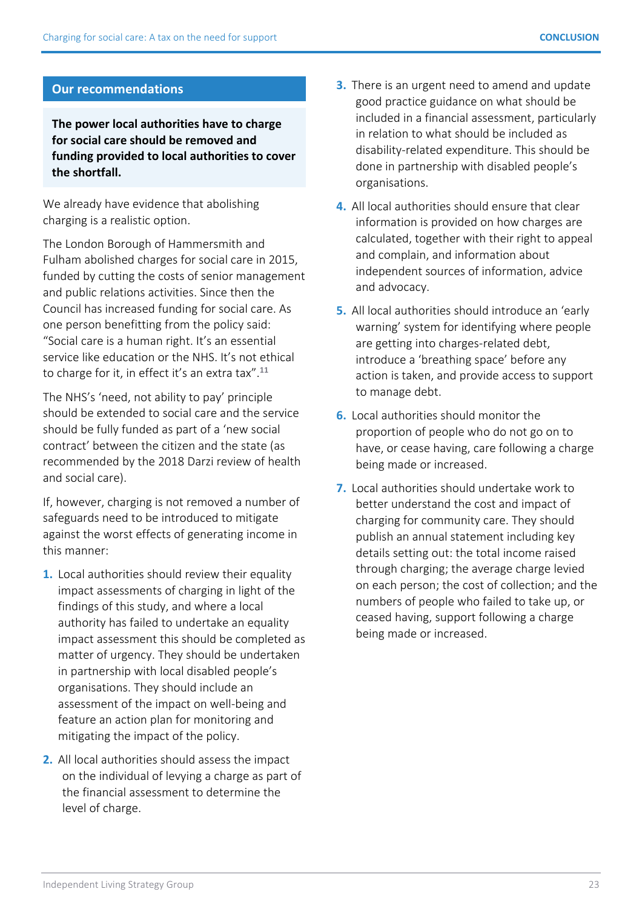## Our recommendations

**The power local authorities have to charge for social care should be removed and funding provided to local authorities to cover the shortfall.**

We already have evidence that abolishing charging is a realistic option.

The London Borough of Hammersmith and Fulham abolished charges for social care in 2015, funded by cutting the costs of senior management and public relations activities. Since then the Council has increased funding for social care. As one person benefitting from the policy said: "Social care is a human right. It's an essential service like education or the NHS. It's not ethical to charge for it, in effect it's an extra tax".[11]

The NHS's 'need, not ability to pay' principle should be extended to social care and the service should be fully funded as part of a 'new social contract' between the citizen and the state (as recommended by the 2018 Darzi review of health and social care).

If, however, charging is not removed a number of safeguards need to be introduced to mitigate against the worst effects of generating income in this manner:

1. Local authorities should review their equality impact assessments of charging in light of the findings of this study, and where a local authority has failed to undertake an equality impact assessment this should be completed as matter of urgency. They should be undertaken in partnership with local disabled people's organisations. They should include an assessment of the impact on well-being and feature an action plan for monitoring and mitigating the impact of the policy.
2. All local authorities should assess the impact on the individual of levying a charge as part of the financial assessment to determine the level of charge.
3. There is an urgent need to amend and update good practice guidance on what should be included in a financial assessment, particularly in relation to what should be included as disability-related expenditure. This should be done in partnership with disabled people's organisations.
4. All local authorities should ensure that clear information is provided on how charges are calculated, together with their right to appeal and complain, and information about independent sources of information, advice and advocacy.
5. All local authorities should introduce an 'early warning' system for identifying where people are getting into charges-related debt, introduce a 'breathing space' before any action is taken, and provide access to support to manage debt.
6. Local authorities should monitor the proportion of people who do not go on to have, or cease having, care following a charge being made or increased.
7. Local authorities should undertake work to better understand the cost and impact of charging for community care. They should publish an annual statement including key details setting out: the total income raised through charging; the average charge levied on each person; the cost of collection; and the numbers of people who failed to take up, or ceased having, support following a charge being made or increased.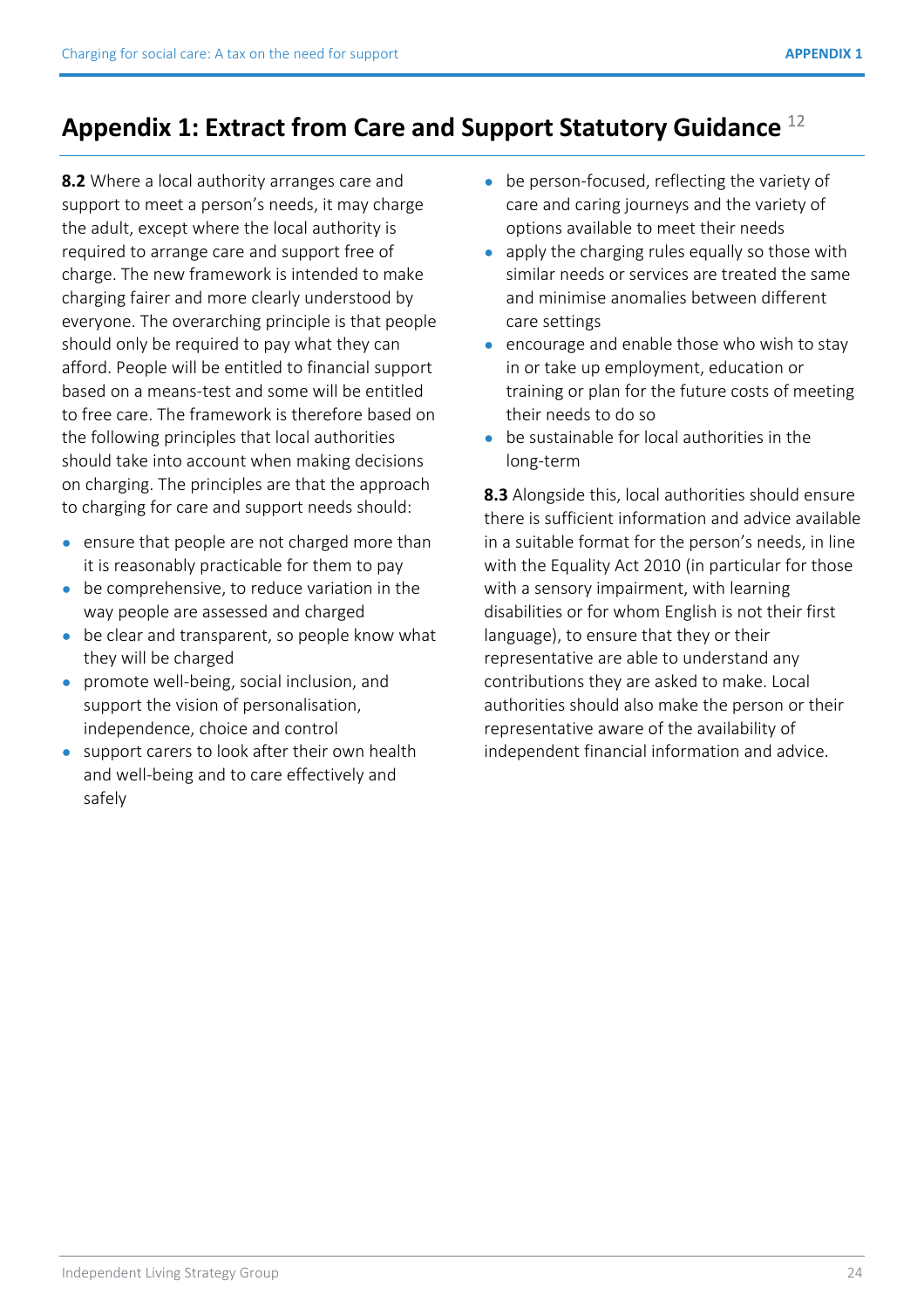# Appendix 1: Extract from Care and Support Statutory Guidance [12]

**8.2** Where a local authority arranges care and support to meet a person's needs, it may charge the adult, except where the local authority is required to arrange care and support free of charge. The new framework is intended to make charging fairer and more clearly understood by everyone. The overarching principle is that people should only be required to pay what they can afford. People will be entitled to financial support based on a means-test and some will be entitled to free care. The framework is therefore based on the following principles that local authorities should take into account when making decisions on charging. The principles are that the approach to charging for care and support needs should:

- ensure that people are not charged more than it is reasonably practicable for them to pay
- be comprehensive, to reduce variation in the way people are assessed and charged
- be clear and transparent, so people know what they will be charged
- promote well-being, social inclusion, and support the vision of personalisation, independence, choice and control
- support carers to look after their own health and well-being and to care effectively and safely
- be person-focused, reflecting the variety of care and caring journeys and the variety of options available to meet their needs
- apply the charging rules equally so those with similar needs or services are treated the same and minimise anomalies between different care settings
- encourage and enable those who wish to stay in or take up employment, education or training or plan for the future costs of meeting their needs to do so
- be sustainable for local authorities in the long-term

**8.3** Alongside this, local authorities should ensure there is sufficient information and advice available in a suitable format for the person's needs, in line with the Equality Act 2010 (in particular for those with a sensory impairment, with learning disabilities or for whom English is not their first language), to ensure that they or their representative are able to understand any contributions they are asked to make. Local authorities should also make the person or their representative aware of the availability of independent financial information and advice.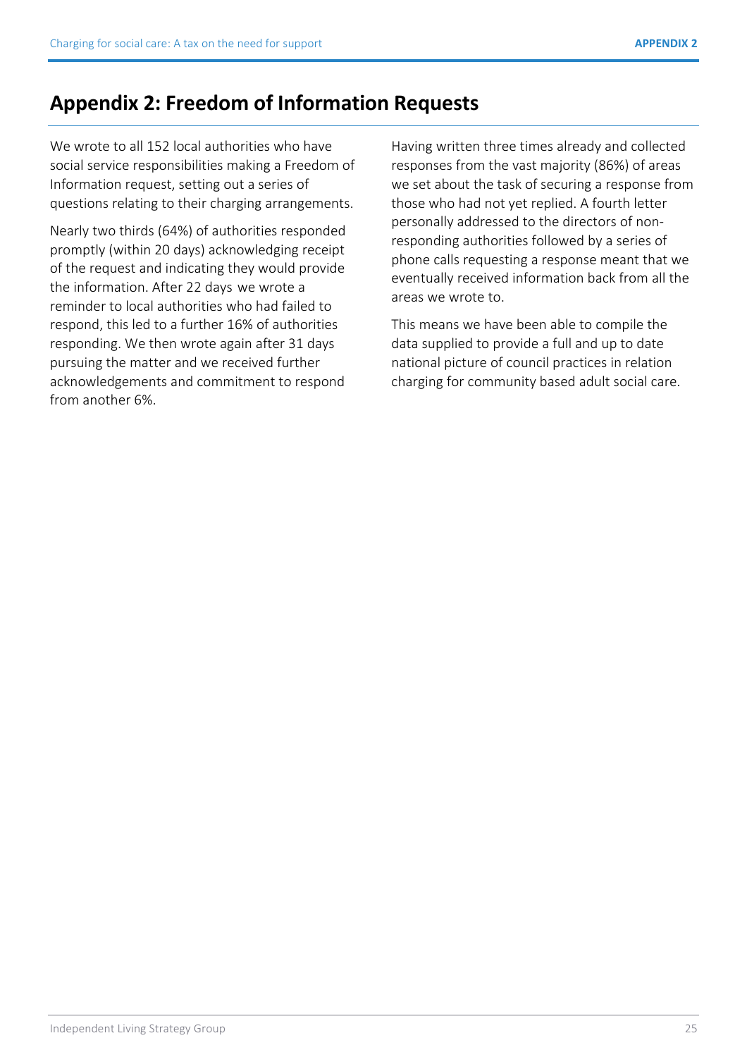# Appendix 2: Freedom of Information Requests

We wrote to all 152 local authorities who have social service responsibilities making a Freedom of Information request, setting out a series of questions relating to their charging arrangements.

Nearly two thirds (64%) of authorities responded promptly (within 20 days) acknowledging receipt of the request and indicating they would provide the information. After 22 days we wrote a reminder to local authorities who had failed to respond, this led to a further 16% of authorities responding. We then wrote again after 31 days pursuing the matter and we received further acknowledgements and commitment to respond from another 6%.

Having written three times already and collected responses from the vast majority (86%) of areas we set about the task of securing a response from those who had not yet replied. A fourth letter personally addressed to the directors of non-responding authorities followed by a series of phone calls requesting a response meant that we eventually received information back from all the areas we wrote to.

This means we have been able to compile the data supplied to provide a full and up to date national picture of council practices in relation charging for community based adult social care.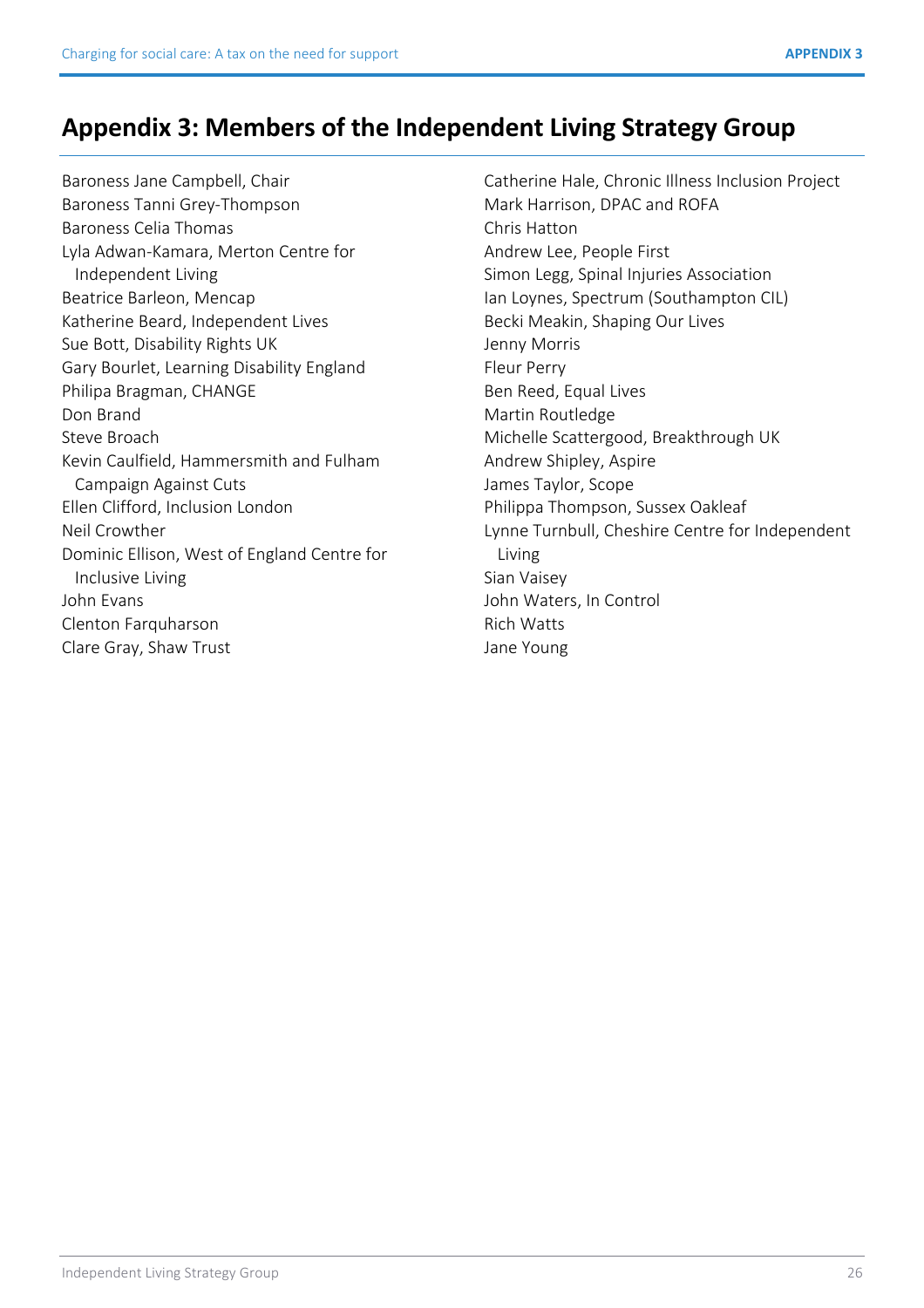# Appendix 3: Members of the Independent Living Strategy Group

Baroness Jane Campbell, Chair
Baroness Tanni Grey-Thompson
Baroness Celia Thomas
Lyla Adwan-Kamara, Merton Centre for Independent Living
Beatrice Barleon, Mencap
Katherine Beard, Independent Lives
Sue Bott, Disability Rights UK
Gary Bourlet, Learning Disability England
Philipa Bragman, CHANGE
Don Brand
Steve Broach
Kevin Caulfield, Hammersmith and Fulham Campaign Against Cuts
Ellen Clifford, Inclusion London
Neil Crowther
Dominic Ellison, West of England Centre for Inclusive Living
John Evans
Clenton Farquharson
Clare Gray, Shaw Trust
Catherine Hale, Chronic Illness Inclusion Project
Mark Harrison, DPAC and ROFA
Chris Hatton
Andrew Lee, People First
Simon Legg, Spinal Injuries Association
Ian Loynes, Spectrum (Southampton CIL)
Becki Meakin, Shaping Our Lives
Jenny Morris
Fleur Perry
Ben Reed, Equal Lives
Martin Routledge
Michelle Scattergood, Breakthrough UK
Andrew Shipley, Aspire
James Taylor, Scope
Philippa Thompson, Sussex Oakleaf
Lynne Turnbull, Cheshire Centre for Independent Living
Sian Vaisey
John Waters, In Control
Rich Watts
Jane Young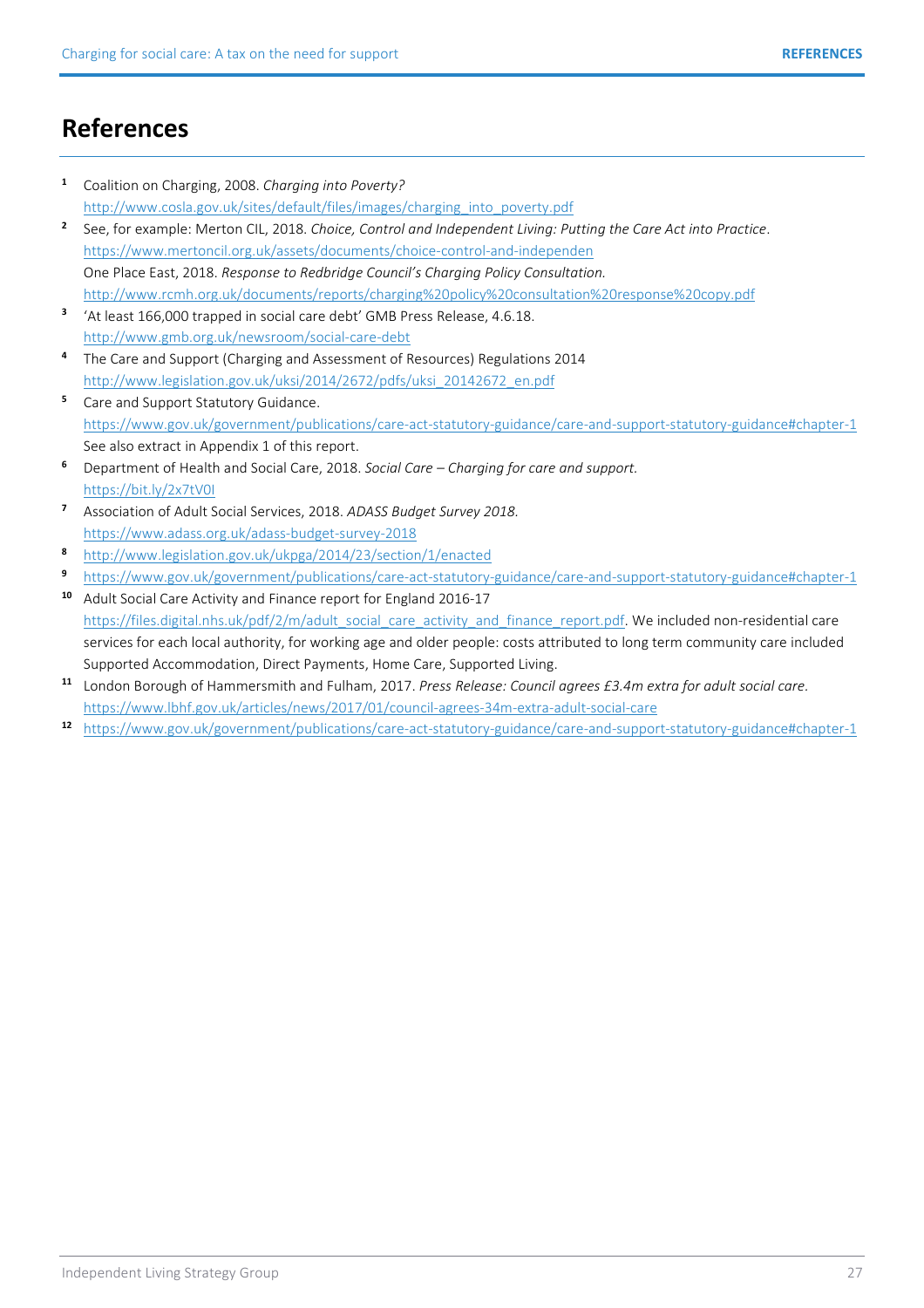# References

1. Coalition on Charging, 2008. *Charging into Poverty?* http://www.cosla.gov.uk/sites/default/files/images/charging_into_poverty.pdf
2. See, for example: Merton CIL, 2018. *Choice, Control and Independent Living: Putting the Care Act into Practice*. https://www.mertoncil.org.uk/assets/documents/choice-control-and-independen
   One Place East, 2018. *Response to Redbridge Council's Charging Policy Consultation.* http://www.rcmh.org.uk/documents/reports/charging%20policy%20consultation%20response%20copy.pdf
3. 'At least 166,000 trapped in social care debt' GMB Press Release, 4.6.18. http://www.gmb.org.uk/newsroom/social-care-debt
4. The Care and Support (Charging and Assessment of Resources) Regulations 2014 http://www.legislation.gov.uk/uksi/2014/2672/pdfs/uksi_20142672_en.pdf
5. Care and Support Statutory Guidance. https://www.gov.uk/government/publications/care-act-statutory-guidance/care-and-support-statutory-guidance#chapter-1 See also extract in Appendix 1 of this report.
6. Department of Health and Social Care, 2018. *Social Care – Charging for care and support.* https://bit.ly/2x7tV0I
7. Association of Adult Social Services, 2018. *ADASS Budget Survey 2018.* https://www.adass.org.uk/adass-budget-survey-2018
8. http://www.legislation.gov.uk/ukpga/2014/23/section/1/enacted
9. https://www.gov.uk/government/publications/care-act-statutory-guidance/care-and-support-statutory-guidance#chapter-1
10. Adult Social Care Activity and Finance report for England 2016-17 https://files.digital.nhs.uk/pdf/2/m/adult_social_care_activity_and_finance_report.pdf. We included non-residential care services for each local authority, for working age and older people: costs attributed to long term community care included Supported Accommodation, Direct Payments, Home Care, Supported Living.
11. London Borough of Hammersmith and Fulham, 2017. *Press Release: Council agrees £3.4m extra for adult social care.* https://www.lbhf.gov.uk/articles/news/2017/01/council-agrees-34m-extra-adult-social-care
12. https://www.gov.uk/government/publications/care-act-statutory-guidance/care-and-support-statutory-guidance#chapter-1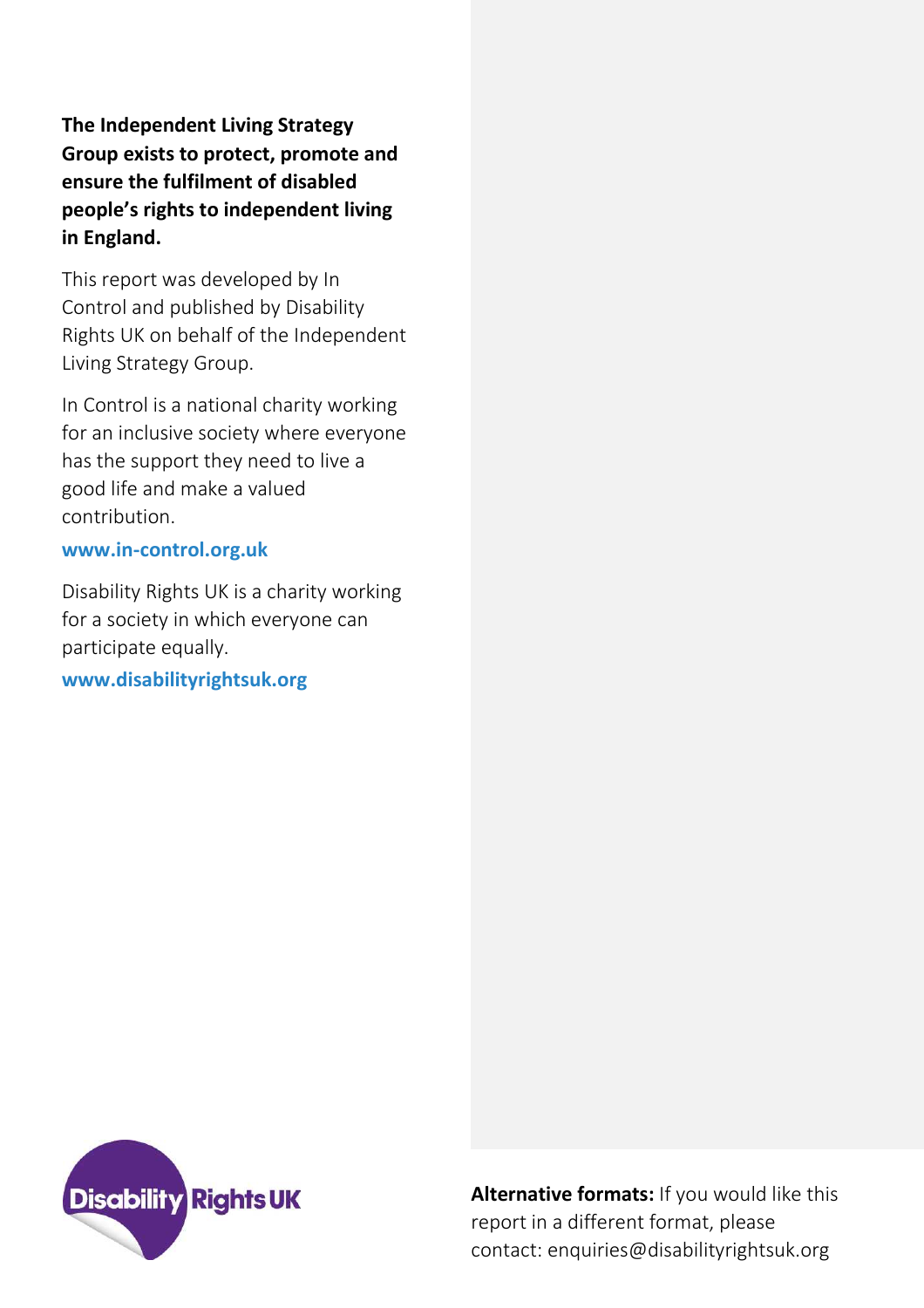**The Independent Living Strategy Group exists to protect, promote and ensure the fulfilment of disabled people's rights to independent living in England.**

This report was developed by In Control and published by Disability Rights UK on behalf of the Independent Living Strategy Group.

In Control is a national charity working for an inclusive society where everyone has the support they need to live a good life and make a valued contribution.

**www.in-control.org.uk**

Disability Rights UK is a charity working for a society in which everyone can participate equally.

**www.disabilityrightsuk.org**

Disability Rights UK

**Alternative formats:** If you would like this report in a different format, please contact: enquiries@disabilityrightsuk.org